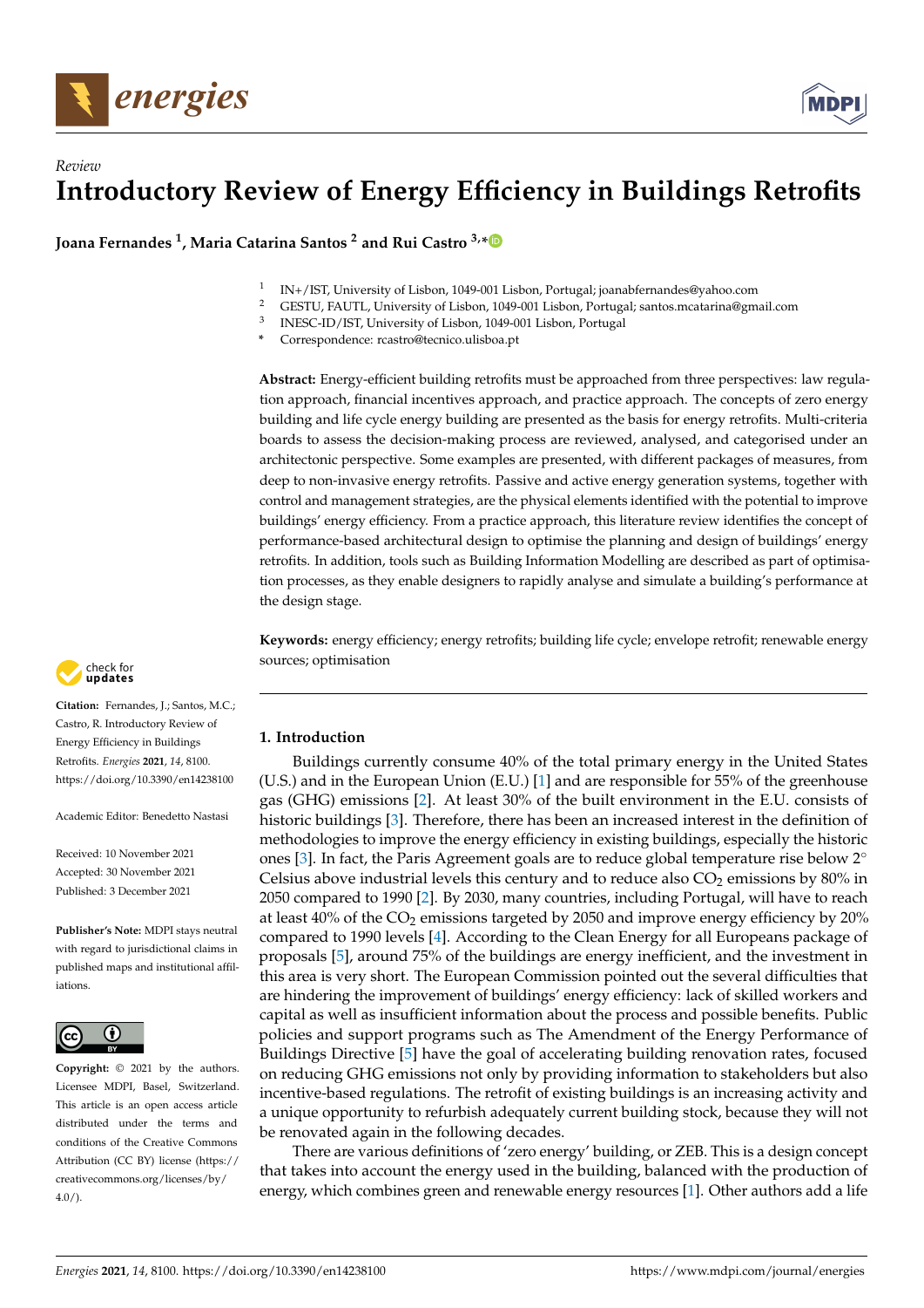*Review*

# Introductory Review of Energy Efficiency in Buildings Retrofits

**Joana Fernandes [1], Maria Catarina Santos [2] and Rui Castro [3,*]**

[1] IN+/IST, University of Lisbon, 1049-001 Lisbon, Portugal; joanabfernandes@yahoo.com
[2] GESTU, FAUTL, University of Lisbon, 1049-001 Lisbon, Portugal; santos.mcatarina@gmail.com
[3] INESC-ID/IST, University of Lisbon, 1049-001 Lisbon, Portugal
[*] Correspondence: rcastro@tecnico.ulisboa.pt

**Abstract:** Energy-efficient building retrofits must be approached from three perspectives: law regulation approach, financial incentives approach, and practice approach. The concepts of zero energy building and life cycle energy building are presented as the basis for energy retrofits. Multi-criteria boards to assess the decision-making process are reviewed, analysed, and categorised under an architectonic perspective. Some examples are presented, with different packages of measures, from deep to non-invasive energy retrofits. Passive and active energy generation systems, together with control and management strategies, are the physical elements identified with the potential to improve buildings' energy efficiency. From a practice approach, this literature review identifies the concept of performance-based architectural design to optimise the planning and design of buildings' energy retrofits. In addition, tools such as Building Information Modelling are described as part of optimisation processes, as they enable designers to rapidly analyse and simulate a building's performance at the design stage.

**Keywords:** energy efficiency; energy retrofits; building life cycle; envelope retrofit; renewable energy sources; optimisation

**Citation:** Fernandes, J.; Santos, M.C.; Castro, R. Introductory Review of Energy Efficiency in Buildings Retrofits. *Energies* **2021**, *14*, 8100. https://doi.org/10.3390/en14238100

Academic Editor: Benedetto Nastasi

Received: 10 November 2021
Accepted: 30 November 2021
Published: 3 December 2021

**Publisher's Note:** MDPI stays neutral with regard to jurisdictional claims in published maps and institutional affiliations.

**Copyright:** © 2021 by the authors. Licensee MDPI, Basel, Switzerland. This article is an open access article distributed under the terms and conditions of the Creative Commons Attribution (CC BY) license (https://creativecommons.org/licenses/by/4.0/).

## 1. Introduction

Buildings currently consume 40% of the total primary energy in the United States (U.S.) and in the European Union (E.U.) [1] and are responsible for 55% of the greenhouse gas (GHG) emissions [2]. At least 30% of the built environment in the E.U. consists of historic buildings [3]. Therefore, there has been an increased interest in the definition of methodologies to improve the energy efficiency in existing buildings, especially the historic ones [3]. In fact, the Paris Agreement goals are to reduce global temperature rise below 2° Celsius above industrial levels this century and to reduce also $CO_2$ emissions by 80% in 2050 compared to 1990 [2]. By 2030, many countries, including Portugal, will have to reach at least 40% of the $CO_2$ emissions targeted by 2050 and improve energy efficiency by 20% compared to 1990 levels [4]. According to the Clean Energy for all Europeans package of proposals [5], around 75% of the buildings are energy inefficient, and the investment in this area is very short. The European Commission pointed out the several difficulties that are hindering the improvement of buildings' energy efficiency: lack of skilled workers and capital as well as insufficient information about the process and possible benefits. Public policies and support programs such as The Amendment of the Energy Performance of Buildings Directive [5] have the goal of accelerating building renovation rates, focused on reducing GHG emissions not only by providing information to stakeholders but also incentive-based regulations. The retrofit of existing buildings is an increasing activity and a unique opportunity to refurbish adequately current building stock, because they will not be renovated again in the following decades.

There are various definitions of 'zero energy' building, or ZEB. This is a design concept that takes into account the energy used in the building, balanced with the production of energy, which combines green and renewable energy resources [1]. Other authors add a life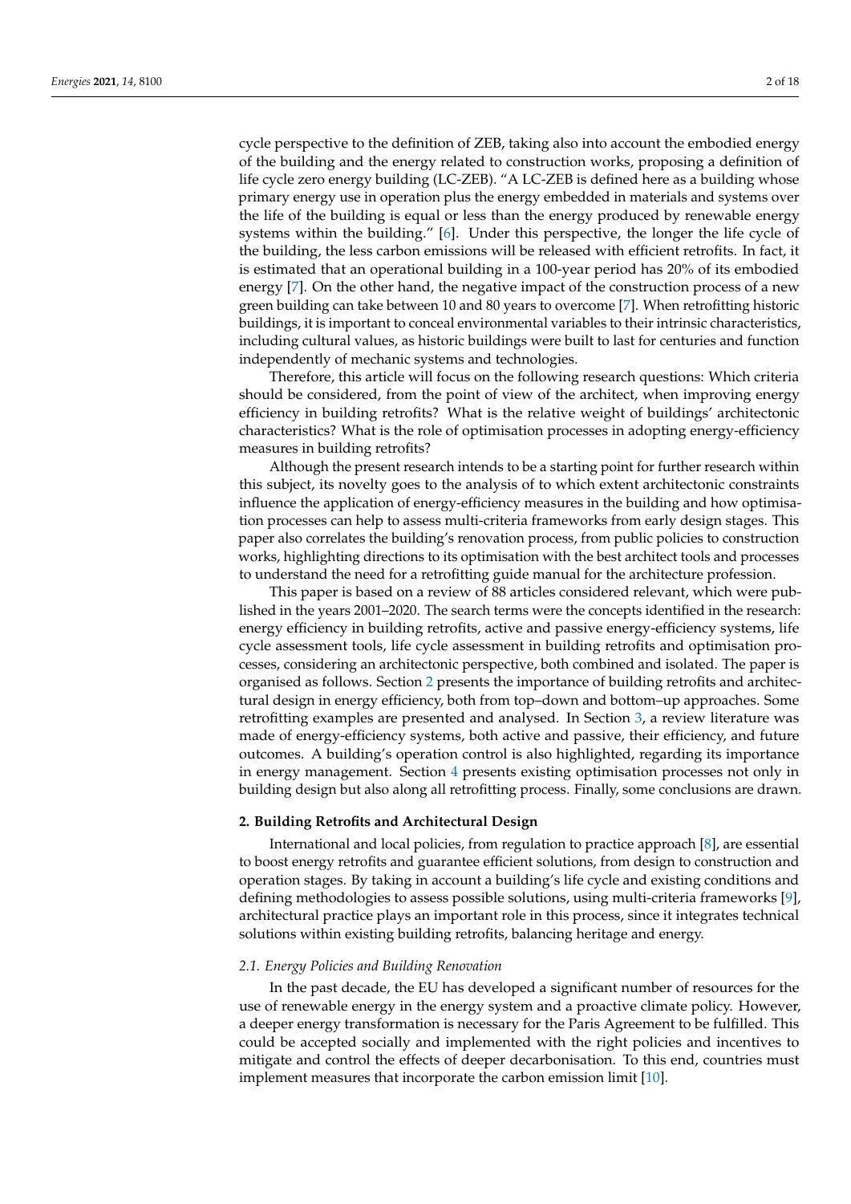cycle perspective to the definition of ZEB, taking also into account the embodied energy of the building and the energy related to construction works, proposing a definition of life cycle zero energy building (LC-ZEB). "A LC-ZEB is defined here as a building whose primary energy use in operation plus the energy embedded in materials and systems over the life of the building is equal or less than the energy produced by renewable energy systems within the building." [6]. Under this perspective, the longer the life cycle of the building, the less carbon emissions will be released with efficient retrofits. In fact, it is estimated that an operational building in a 100-year period has 20% of its embodied energy [7]. On the other hand, the negative impact of the construction process of a new green building can take between 10 and 80 years to overcome [7]. When retrofitting historic buildings, it is important to conceal environmental variables to their intrinsic characteristics, including cultural values, as historic buildings were built to last for centuries and function independently of mechanic systems and technologies.

Therefore, this article will focus on the following research questions: Which criteria should be considered, from the point of view of the architect, when improving energy efficiency in building retrofits? What is the relative weight of buildings' architectonic characteristics? What is the role of optimisation processes in adopting energy-efficiency measures in building retrofits?

Although the present research intends to be a starting point for further research within this subject, its novelty goes to the analysis of to which extent architectonic constraints influence the application of energy-efficiency measures in the building and how optimisation processes can help to assess multi-criteria frameworks from early design stages. This paper also correlates the building's renovation process, from public policies to construction works, highlighting directions to its optimisation with the best architect tools and processes to understand the need for a retrofitting guide manual for the architecture profession.

This paper is based on a review of 88 articles considered relevant, which were published in the years 2001–2020. The search terms were the concepts identified in the research: energy efficiency in building retrofits, active and passive energy-efficiency systems, life cycle assessment tools, life cycle assessment in building retrofits and optimisation processes, considering an architectonic perspective, both combined and isolated. The paper is organised as follows. Section 2 presents the importance of building retrofits and architectural design in energy efficiency, both from top–down and bottom–up approaches. Some retrofitting examples are presented and analysed. In Section 3, a review literature was made of energy-efficiency systems, both active and passive, their efficiency, and future outcomes. A building's operation control is also highlighted, regarding its importance in energy management. Section 4 presents existing optimisation processes not only in building design but also along all retrofitting process. Finally, some conclusions are drawn.

## 2. Building Retrofits and Architectural Design

International and local policies, from regulation to practice approach [8], are essential to boost energy retrofits and guarantee efficient solutions, from design to construction and operation stages. By taking in account a building's life cycle and existing conditions and defining methodologies to assess possible solutions, using multi-criteria frameworks [9], architectural practice plays an important role in this process, since it integrates technical solutions within existing building retrofits, balancing heritage and energy.

### *2.1. Energy Policies and Building Renovation*

In the past decade, the EU has developed a significant number of resources for the use of renewable energy in the energy system and a proactive climate policy. However, a deeper energy transformation is necessary for the Paris Agreement to be fulfilled. This could be accepted socially and implemented with the right policies and incentives to mitigate and control the effects of deeper decarbonisation. To this end, countries must implement measures that incorporate the carbon emission limit [10].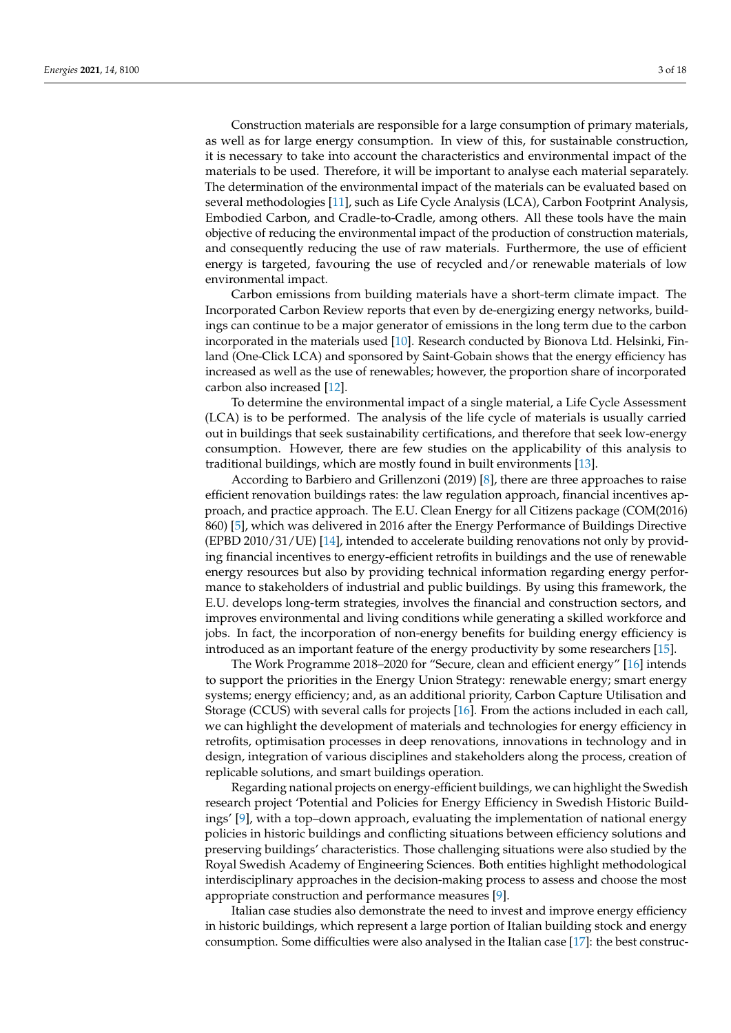Construction materials are responsible for a large consumption of primary materials, as well as for large energy consumption. In view of this, for sustainable construction, it is necessary to take into account the characteristics and environmental impact of the materials to be used. Therefore, it will be important to analyse each material separately. The determination of the environmental impact of the materials can be evaluated based on several methodologies [11], such as Life Cycle Analysis (LCA), Carbon Footprint Analysis, Embodied Carbon, and Cradle-to-Cradle, among others. All these tools have the main objective of reducing the environmental impact of the production of construction materials, and consequently reducing the use of raw materials. Furthermore, the use of efficient energy is targeted, favouring the use of recycled and/or renewable materials of low environmental impact.

Carbon emissions from building materials have a short-term climate impact. The Incorporated Carbon Review reports that even by de-energizing energy networks, buildings can continue to be a major generator of emissions in the long term due to the carbon incorporated in the materials used [10]. Research conducted by Bionova Ltd. Helsinki, Finland (One-Click LCA) and sponsored by Saint-Gobain shows that the energy efficiency has increased as well as the use of renewables; however, the proportion share of incorporated carbon also increased [12].

To determine the environmental impact of a single material, a Life Cycle Assessment (LCA) is to be performed. The analysis of the life cycle of materials is usually carried out in buildings that seek sustainability certifications, and therefore that seek low-energy consumption. However, there are few studies on the applicability of this analysis to traditional buildings, which are mostly found in built environments [13].

According to Barbiero and Grillenzoni (2019) [8], there are three approaches to raise efficient renovation buildings rates: the law regulation approach, financial incentives approach, and practice approach. The E.U. Clean Energy for all Citizens package (COM(2016) 860) [5], which was delivered in 2016 after the Energy Performance of Buildings Directive (EPBD 2010/31/UE) [14], intended to accelerate building renovations not only by providing financial incentives to energy-efficient retrofits in buildings and the use of renewable energy resources but also by providing technical information regarding energy performance to stakeholders of industrial and public buildings. By using this framework, the E.U. develops long-term strategies, involves the financial and construction sectors, and improves environmental and living conditions while generating a skilled workforce and jobs. In fact, the incorporation of non-energy benefits for building energy efficiency is introduced as an important feature of the energy productivity by some researchers [15].

The Work Programme 2018–2020 for "Secure, clean and efficient energy" [16] intends to support the priorities in the Energy Union Strategy: renewable energy; smart energy systems; energy efficiency; and, as an additional priority, Carbon Capture Utilisation and Storage (CCUS) with several calls for projects [16]. From the actions included in each call, we can highlight the development of materials and technologies for energy efficiency in retrofits, optimisation processes in deep renovations, innovations in technology and in design, integration of various disciplines and stakeholders along the process, creation of replicable solutions, and smart buildings operation.

Regarding national projects on energy-efficient buildings, we can highlight the Swedish research project 'Potential and Policies for Energy Efficiency in Swedish Historic Buildings' [9], with a top–down approach, evaluating the implementation of national energy policies in historic buildings and conflicting situations between efficiency solutions and preserving buildings' characteristics. Those challenging situations were also studied by the Royal Swedish Academy of Engineering Sciences. Both entities highlight methodological interdisciplinary approaches in the decision-making process to assess and choose the most appropriate construction and performance measures [9].

Italian case studies also demonstrate the need to invest and improve energy efficiency in historic buildings, which represent a large portion of Italian building stock and energy consumption. Some difficulties were also analysed in the Italian case [17]: the best construc-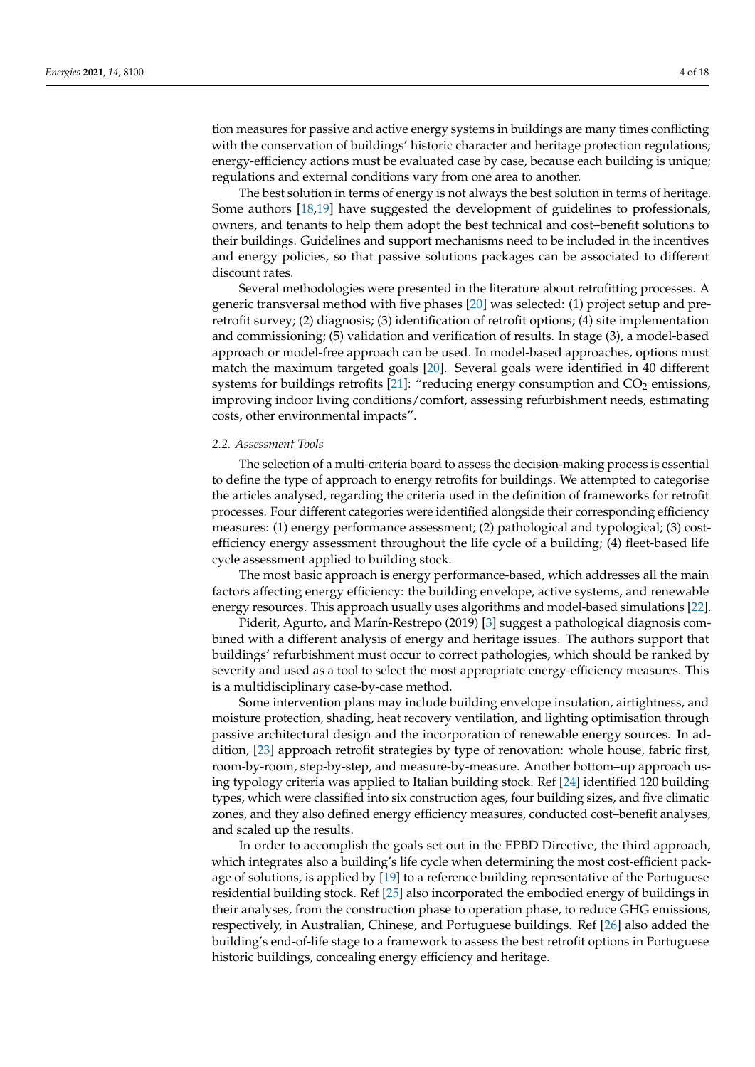tion measures for passive and active energy systems in buildings are many times conflicting with the conservation of buildings' historic character and heritage protection regulations; energy-efficiency actions must be evaluated case by case, because each building is unique; regulations and external conditions vary from one area to another.

The best solution in terms of energy is not always the best solution in terms of heritage. Some authors [18,19] have suggested the development of guidelines to professionals, owners, and tenants to help them adopt the best technical and cost–benefit solutions to their buildings. Guidelines and support mechanisms need to be included in the incentives and energy policies, so that passive solutions packages can be associated to different discount rates.

Several methodologies were presented in the literature about retrofitting processes. A generic transversal method with five phases [20] was selected: (1) project setup and pre-retrofit survey; (2) diagnosis; (3) identification of retrofit options; (4) site implementation and commissioning; (5) validation and verification of results. In stage (3), a model-based approach or model-free approach can be used. In model-based approaches, options must match the maximum targeted goals [20]. Several goals were identified in 40 different systems for buildings retrofits [21]: "reducing energy consumption and $CO_2$ emissions, improving indoor living conditions/comfort, assessing refurbishment needs, estimating costs, other environmental impacts".

### *2.2. Assessment Tools*

The selection of a multi-criteria board to assess the decision-making process is essential to define the type of approach to energy retrofits for buildings. We attempted to categorise the articles analysed, regarding the criteria used in the definition of frameworks for retrofit processes. Four different categories were identified alongside their corresponding efficiency measures: (1) energy performance assessment; (2) pathological and typological; (3) cost-efficiency energy assessment throughout the life cycle of a building; (4) fleet-based life cycle assessment applied to building stock.

The most basic approach is energy performance-based, which addresses all the main factors affecting energy efficiency: the building envelope, active systems, and renewable energy resources. This approach usually uses algorithms and model-based simulations [22].

Piderit, Agurto, and Marín-Restrepo (2019) [3] suggest a pathological diagnosis combined with a different analysis of energy and heritage issues. The authors support that buildings' refurbishment must occur to correct pathologies, which should be ranked by severity and used as a tool to select the most appropriate energy-efficiency measures. This is a multidisciplinary case-by-case method.

Some intervention plans may include building envelope insulation, airtightness, and moisture protection, shading, heat recovery ventilation, and lighting optimisation through passive architectural design and the incorporation of renewable energy sources. In addition, [23] approach retrofit strategies by type of renovation: whole house, fabric first, room-by-room, step-by-step, and measure-by-measure. Another bottom–up approach using typology criteria was applied to Italian building stock. Ref [24] identified 120 building types, which were classified into six construction ages, four building sizes, and five climatic zones, and they also defined energy efficiency measures, conducted cost–benefit analyses, and scaled up the results.

In order to accomplish the goals set out in the EPBD Directive, the third approach, which integrates also a building's life cycle when determining the most cost-efficient package of solutions, is applied by [19] to a reference building representative of the Portuguese residential building stock. Ref [25] also incorporated the embodied energy of buildings in their analyses, from the construction phase to operation phase, to reduce GHG emissions, respectively, in Australian, Chinese, and Portuguese buildings. Ref [26] also added the building's end-of-life stage to a framework to assess the best retrofit options in Portuguese historic buildings, concealing energy efficiency and heritage.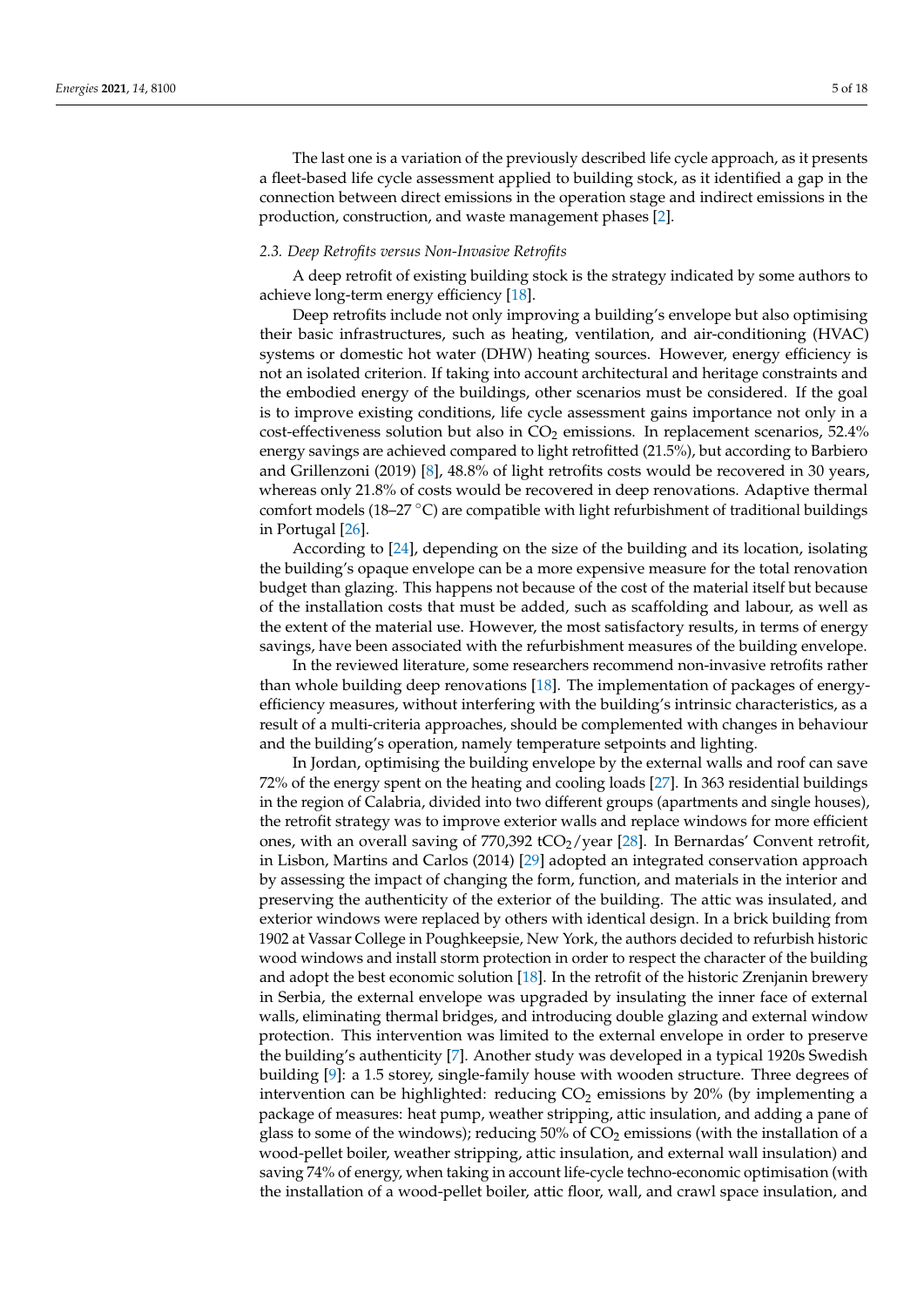The last one is a variation of the previously described life cycle approach, as it presents a fleet-based life cycle assessment applied to building stock, as it identified a gap in the connection between direct emissions in the operation stage and indirect emissions in the production, construction, and waste management phases [2].

### *2.3. Deep Retrofits versus Non-Invasive Retrofits*

A deep retrofit of existing building stock is the strategy indicated by some authors to achieve long-term energy efficiency [18].

Deep retrofits include not only improving a building's envelope but also optimising their basic infrastructures, such as heating, ventilation, and air-conditioning (HVAC) systems or domestic hot water (DHW) heating sources. However, energy efficiency is not an isolated criterion. If taking into account architectural and heritage constraints and the embodied energy of the buildings, other scenarios must be considered. If the goal is to improve existing conditions, life cycle assessment gains importance not only in a cost-effectiveness solution but also in $CO_2$ emissions. In replacement scenarios, 52.4% energy savings are achieved compared to light retrofitted (21.5%), but according to Barbiero and Grillenzoni (2019) [8], 48.8% of light retrofits costs would be recovered in 30 years, whereas only 21.8% of costs would be recovered in deep renovations. Adaptive thermal comfort models (18–27 °C) are compatible with light refurbishment of traditional buildings in Portugal [26].

According to [24], depending on the size of the building and its location, isolating the building's opaque envelope can be a more expensive measure for the total renovation budget than glazing. This happens not because of the cost of the material itself but because of the installation costs that must be added, such as scaffolding and labour, as well as the extent of the material use. However, the most satisfactory results, in terms of energy savings, have been associated with the refurbishment measures of the building envelope.

In the reviewed literature, some researchers recommend non-invasive retrofits rather than whole building deep renovations [18]. The implementation of packages of energy-efficiency measures, without interfering with the building's intrinsic characteristics, as a result of a multi-criteria approaches, should be complemented with changes in behaviour and the building's operation, namely temperature setpoints and lighting.

In Jordan, optimising the building envelope by the external walls and roof can save 72% of the energy spent on the heating and cooling loads [27]. In 363 residential buildings in the region of Calabria, divided into two different groups (apartments and single houses), the retrofit strategy was to improve exterior walls and replace windows for more efficient ones, with an overall saving of 770,392 $tCO_2$/year [28]. In Bernardas' Convent retrofit, in Lisbon, Martins and Carlos (2014) [29] adopted an integrated conservation approach by assessing the impact of changing the form, function, and materials in the interior and preserving the authenticity of the exterior of the building. The attic was insulated, and exterior windows were replaced by others with identical design. In a brick building from 1902 at Vassar College in Poughkeepsie, New York, the authors decided to refurbish historic wood windows and install storm protection in order to respect the character of the building and adopt the best economic solution [18]. In the retrofit of the historic Zrenjanin brewery in Serbia, the external envelope was upgraded by insulating the inner face of external walls, eliminating thermal bridges, and introducing double glazing and external window protection. This intervention was limited to the external envelope in order to preserve the building's authenticity [7]. Another study was developed in a typical 1920s Swedish building [9]: a 1.5 storey, single-family house with wooden structure. Three degrees of intervention can be highlighted: reducing $CO_2$ emissions by 20% (by implementing a package of measures: heat pump, weather stripping, attic insulation, and adding a pane of glass to some of the windows); reducing 50% of $CO_2$ emissions (with the installation of a wood-pellet boiler, weather stripping, attic insulation, and external wall insulation) and saving 74% of energy, when taking in account life-cycle techno-economic optimisation (with the installation of a wood-pellet boiler, attic floor, wall, and crawl space insulation, and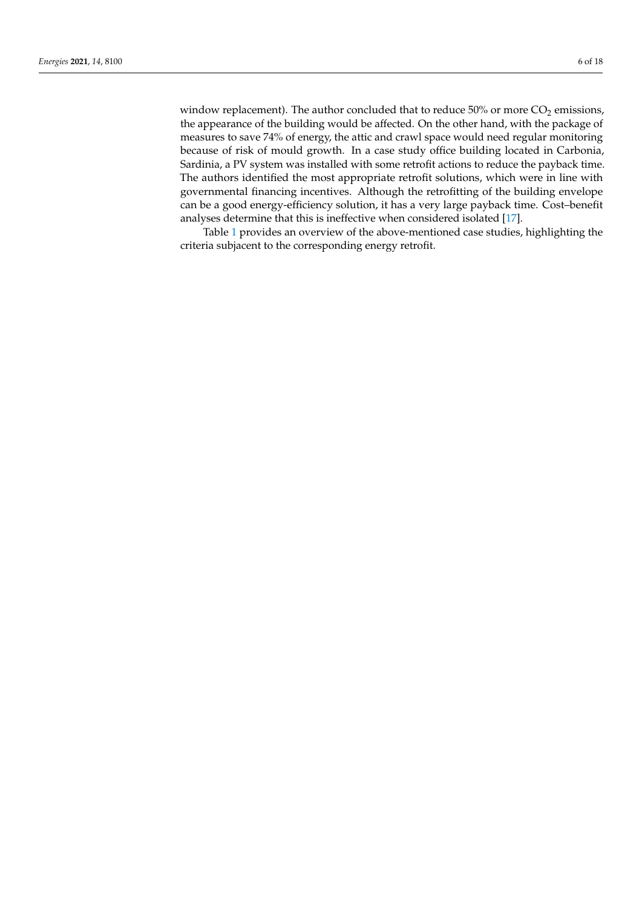window replacement). The author concluded that to reduce 50% or more $CO_2$ emissions, the appearance of the building would be affected. On the other hand, with the package of measures to save 74% of energy, the attic and crawl space would need regular monitoring because of risk of mould growth. In a case study office building located in Carbonia, Sardinia, a PV system was installed with some retrofit actions to reduce the payback time. The authors identified the most appropriate retrofit solutions, which were in line with governmental financing incentives. Although the retrofitting of the building envelope can be a good energy-efficiency solution, it has a very large payback time. Cost–benefit analyses determine that this is ineffective when considered isolated [17].

Table 1 provides an overview of the above-mentioned case studies, highlighting the criteria subjacent to the corresponding energy retrofit.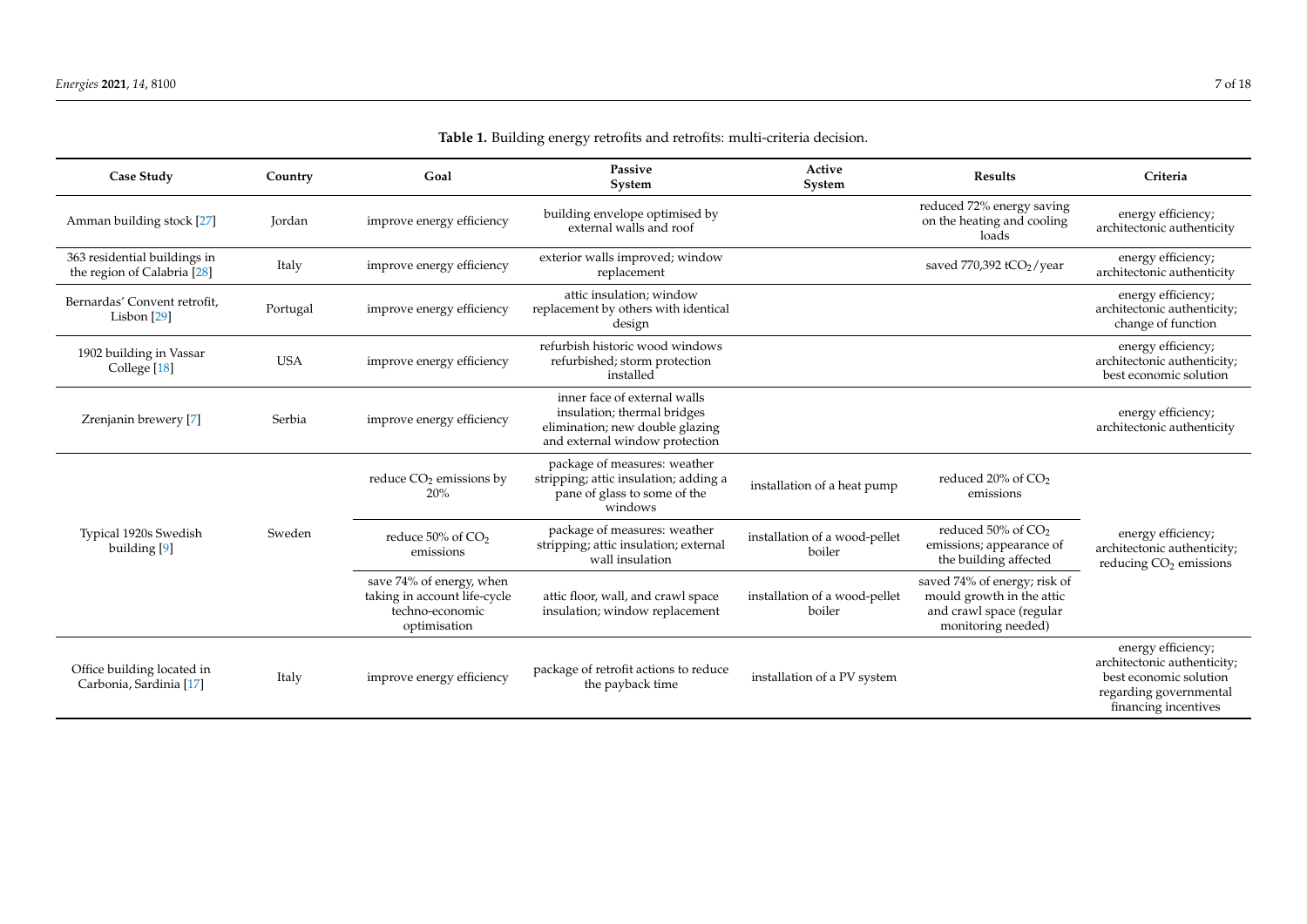**Table 1.** Building energy retrofits and retrofits: multi-criteria decision.

| Case Study | Country | Goal | Passive System | Active System | Results | Criteria |
|---|---|---|---|---|---|---|
| Amman building stock [27] | Jordan | improve energy efficiency | building envelope optimised by external walls and roof | | reduced 72% energy saving on the heating and cooling loads | energy efficiency; architectonic authenticity |
| 363 residential buildings in the region of Calabria [28] | Italy | improve energy efficiency | exterior walls improved; window replacement | | saved 770,392 $tCO_2$/year | energy efficiency; architectonic authenticity |
| Bernardas' Convent retrofit, Lisbon [29] | Portugal | improve energy efficiency | attic insulation; window replacement by others with identical design | | | energy efficiency; architectonic authenticity; change of function |
| 1902 building in Vassar College [18] | USA | improve energy efficiency | refurbish historic wood windows refurbished; storm protection installed | | | energy efficiency; architectonic authenticity; best economic solution |
| Zrenjanin brewery [7] | Serbia | improve energy efficiency | inner face of external walls insulation; thermal bridges elimination; new double glazing and external window protection | | | energy efficiency; architectonic authenticity |
| Typical 1920s Swedish building [9] | Sweden | reduce $CO_2$ emissions by 20% | package of measures: weather stripping; attic insulation; adding a pane of glass to some of the windows | installation of a heat pump | reduced 20% of $CO_2$ emissions | energy efficiency; architectonic authenticity; reducing $CO_2$ emissions |
| | | reduce 50% of $CO_2$ emissions | package of measures: weather stripping; attic insulation; external wall insulation | installation of a wood-pellet boiler | reduced 50% of $CO_2$ emissions; appearance of the building affected | |
| | | save 74% of energy, when taking in account life-cycle techno-economic optimisation | attic floor, wall, and crawl space insulation; window replacement | installation of a wood-pellet boiler | saved 74% of energy; risk of mould growth in the attic and crawl space (regular monitoring needed) | |
| Office building located in Carbonia, Sardinia [17] | Italy | improve energy efficiency | package of retrofit actions to reduce the payback time | installation of a PV system | | energy efficiency; architectonic authenticity; best economic solution regarding governmental financing incentives |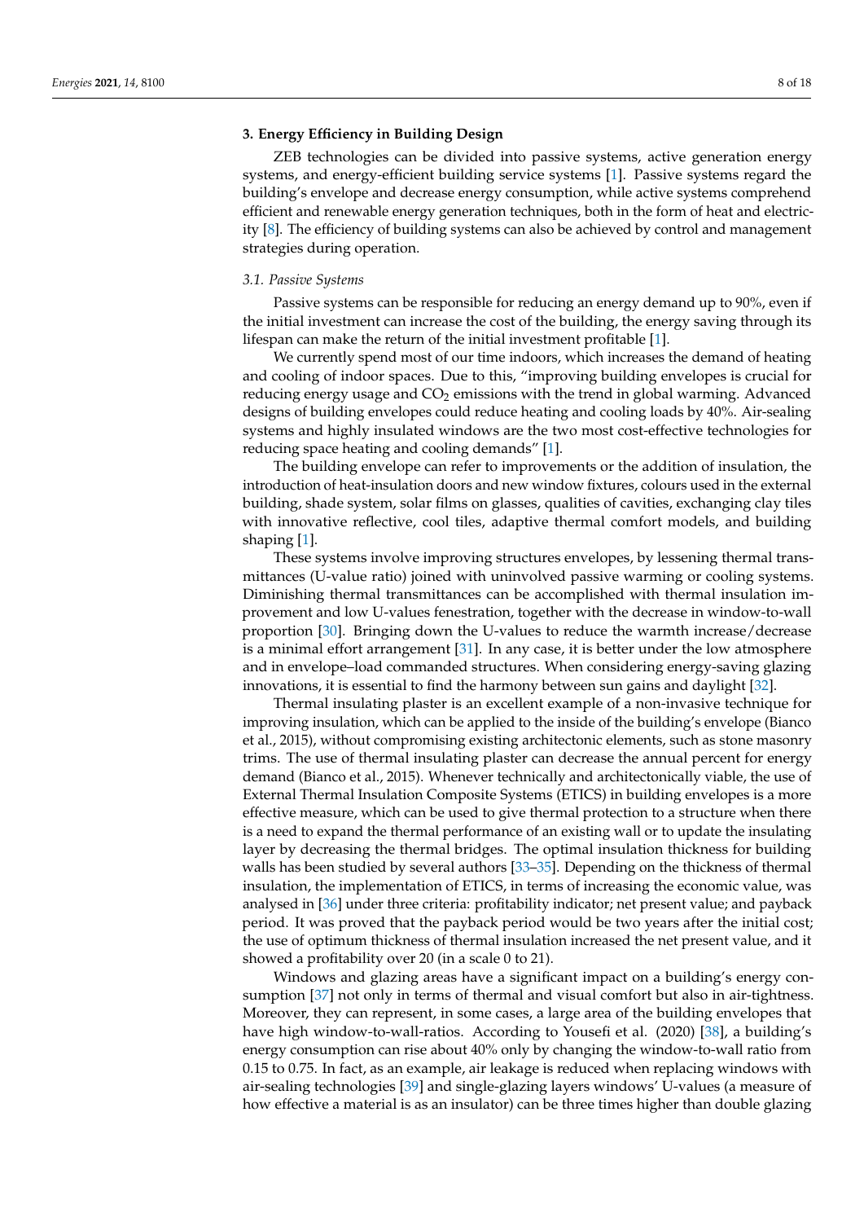## 3. Energy Efficiency in Building Design

ZEB technologies can be divided into passive systems, active generation energy systems, and energy-efficient building service systems [1]. Passive systems regard the building's envelope and decrease energy consumption, while active systems comprehend efficient and renewable energy generation techniques, both in the form of heat and electricity [8]. The efficiency of building systems can also be achieved by control and management strategies during operation.

### *3.1. Passive Systems*

Passive systems can be responsible for reducing an energy demand up to 90%, even if the initial investment can increase the cost of the building, the energy saving through its lifespan can make the return of the initial investment profitable [1].

We currently spend most of our time indoors, which increases the demand of heating and cooling of indoor spaces. Due to this, "improving building envelopes is crucial for reducing energy usage and $CO_2$ emissions with the trend in global warming. Advanced designs of building envelopes could reduce heating and cooling loads by 40%. Air-sealing systems and highly insulated windows are the two most cost-effective technologies for reducing space heating and cooling demands" [1].

The building envelope can refer to improvements or the addition of insulation, the introduction of heat-insulation doors and new window fixtures, colours used in the external building, shade system, solar films on glasses, qualities of cavities, exchanging clay tiles with innovative reflective, cool tiles, adaptive thermal comfort models, and building shaping [1].

These systems involve improving structures envelopes, by lessening thermal transmittances (U-value ratio) joined with uninvolved passive warming or cooling systems. Diminishing thermal transmittances can be accomplished with thermal insulation improvement and low U-values fenestration, together with the decrease in window-to-wall proportion [30]. Bringing down the U-values to reduce the warmth increase/decrease is a minimal effort arrangement [31]. In any case, it is better under the low atmosphere and in envelope–load commanded structures. When considering energy-saving glazing innovations, it is essential to find the harmony between sun gains and daylight [32].

Thermal insulating plaster is an excellent example of a non-invasive technique for improving insulation, which can be applied to the inside of the building's envelope (Bianco et al., 2015), without compromising existing architectonic elements, such as stone masonry trims. The use of thermal insulating plaster can decrease the annual percent for energy demand (Bianco et al., 2015). Whenever technically and architectonically viable, the use of External Thermal Insulation Composite Systems (ETICS) in building envelopes is a more effective measure, which can be used to give thermal protection to a structure when there is a need to expand the thermal performance of an existing wall or to update the insulating layer by decreasing the thermal bridges. The optimal insulation thickness for building walls has been studied by several authors [33–35]. Depending on the thickness of thermal insulation, the implementation of ETICS, in terms of increasing the economic value, was analysed in [36] under three criteria: profitability indicator; net present value; and payback period. It was proved that the payback period would be two years after the initial cost; the use of optimum thickness of thermal insulation increased the net present value, and it showed a profitability over 20 (in a scale 0 to 21).

Windows and glazing areas have a significant impact on a building's energy consumption [37] not only in terms of thermal and visual comfort but also in air-tightness. Moreover, they can represent, in some cases, a large area of the building envelopes that have high window-to-wall-ratios. According to Yousefi et al. (2020) [38], a building's energy consumption can rise about 40% only by changing the window-to-wall ratio from 0.15 to 0.75. In fact, as an example, air leakage is reduced when replacing windows with air-sealing technologies [39] and single-glazing layers windows' U-values (a measure of how effective a material is as an insulator) can be three times higher than double glazing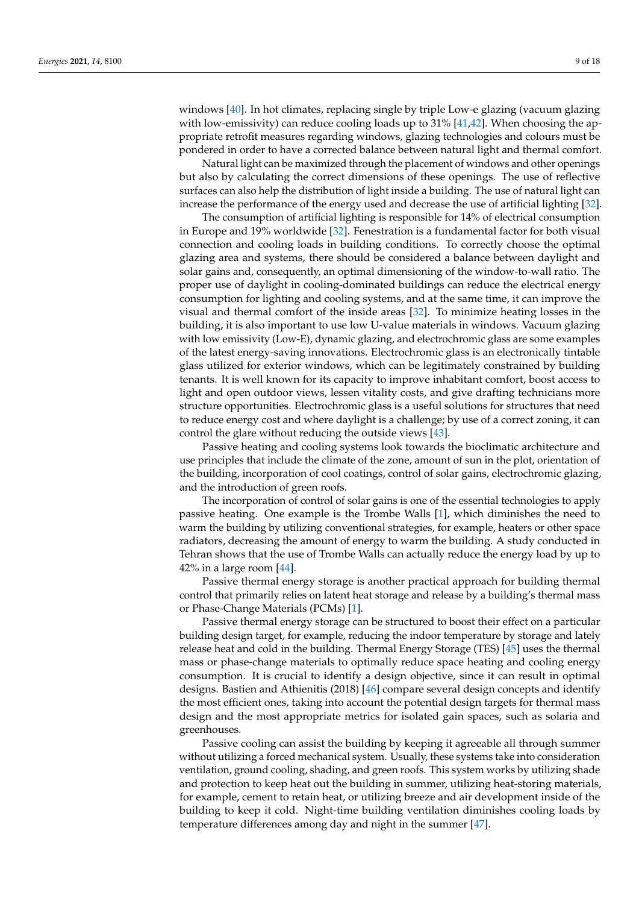windows [40]. In hot climates, replacing single by triple Low-e glazing (vacuum glazing with low-emissivity) can reduce cooling loads up to 31% [41,42]. When choosing the appropriate retrofit measures regarding windows, glazing technologies and colours must be pondered in order to have a corrected balance between natural light and thermal comfort.

Natural light can be maximized through the placement of windows and other openings but also by calculating the correct dimensions of these openings. The use of reflective surfaces can also help the distribution of light inside a building. The use of natural light can increase the performance of the energy used and decrease the use of artificial lighting [32].

The consumption of artificial lighting is responsible for 14% of electrical consumption in Europe and 19% worldwide [32]. Fenestration is a fundamental factor for both visual connection and cooling loads in building conditions. To correctly choose the optimal glazing area and systems, there should be considered a balance between daylight and solar gains and, consequently, an optimal dimensioning of the window-to-wall ratio. The proper use of daylight in cooling-dominated buildings can reduce the electrical energy consumption for lighting and cooling systems, and at the same time, it can improve the visual and thermal comfort of the inside areas [32]. To minimize heating losses in the building, it is also important to use low U-value materials in windows. Vacuum glazing with low emissivity (Low-E), dynamic glazing, and electrochromic glass are some examples of the latest energy-saving innovations. Electrochromic glass is an electronically tintable glass utilized for exterior windows, which can be legitimately constrained by building tenants. It is well known for its capacity to improve inhabitant comfort, boost access to light and open outdoor views, lessen vitality costs, and give drafting technicians more structure opportunities. Electrochromic glass is a useful solutions for structures that need to reduce energy cost and where daylight is a challenge; by use of a correct zoning, it can control the glare without reducing the outside views [43].

Passive heating and cooling systems look towards the bioclimatic architecture and use principles that include the climate of the zone, amount of sun in the plot, orientation of the building, incorporation of cool coatings, control of solar gains, electrochromic glazing, and the introduction of green roofs.

The incorporation of control of solar gains is one of the essential technologies to apply passive heating. One example is the Trombe Walls [1], which diminishes the need to warm the building by utilizing conventional strategies, for example, heaters or other space radiators, decreasing the amount of energy to warm the building. A study conducted in Tehran shows that the use of Trombe Walls can actually reduce the energy load by up to 42% in a large room [44].

Passive thermal energy storage is another practical approach for building thermal control that primarily relies on latent heat storage and release by a building's thermal mass or Phase-Change Materials (PCMs) [1].

Passive thermal energy storage can be structured to boost their effect on a particular building design target, for example, reducing the indoor temperature by storage and lately release heat and cold in the building. Thermal Energy Storage (TES) [45] uses the thermal mass or phase-change materials to optimally reduce space heating and cooling energy consumption. It is crucial to identify a design objective, since it can result in optimal designs. Bastien and Athienitis (2018) [46] compare several design concepts and identify the most efficient ones, taking into account the potential design targets for thermal mass design and the most appropriate metrics for isolated gain spaces, such as solaria and greenhouses.

Passive cooling can assist the building by keeping it agreeable all through summer without utilizing a forced mechanical system. Usually, these systems take into consideration ventilation, ground cooling, shading, and green roofs. This system works by utilizing shade and protection to keep heat out the building in summer, utilizing heat-storing materials, for example, cement to retain heat, or utilizing breeze and air development inside of the building to keep it cold. Night-time building ventilation diminishes cooling loads by temperature differences among day and night in the summer [47].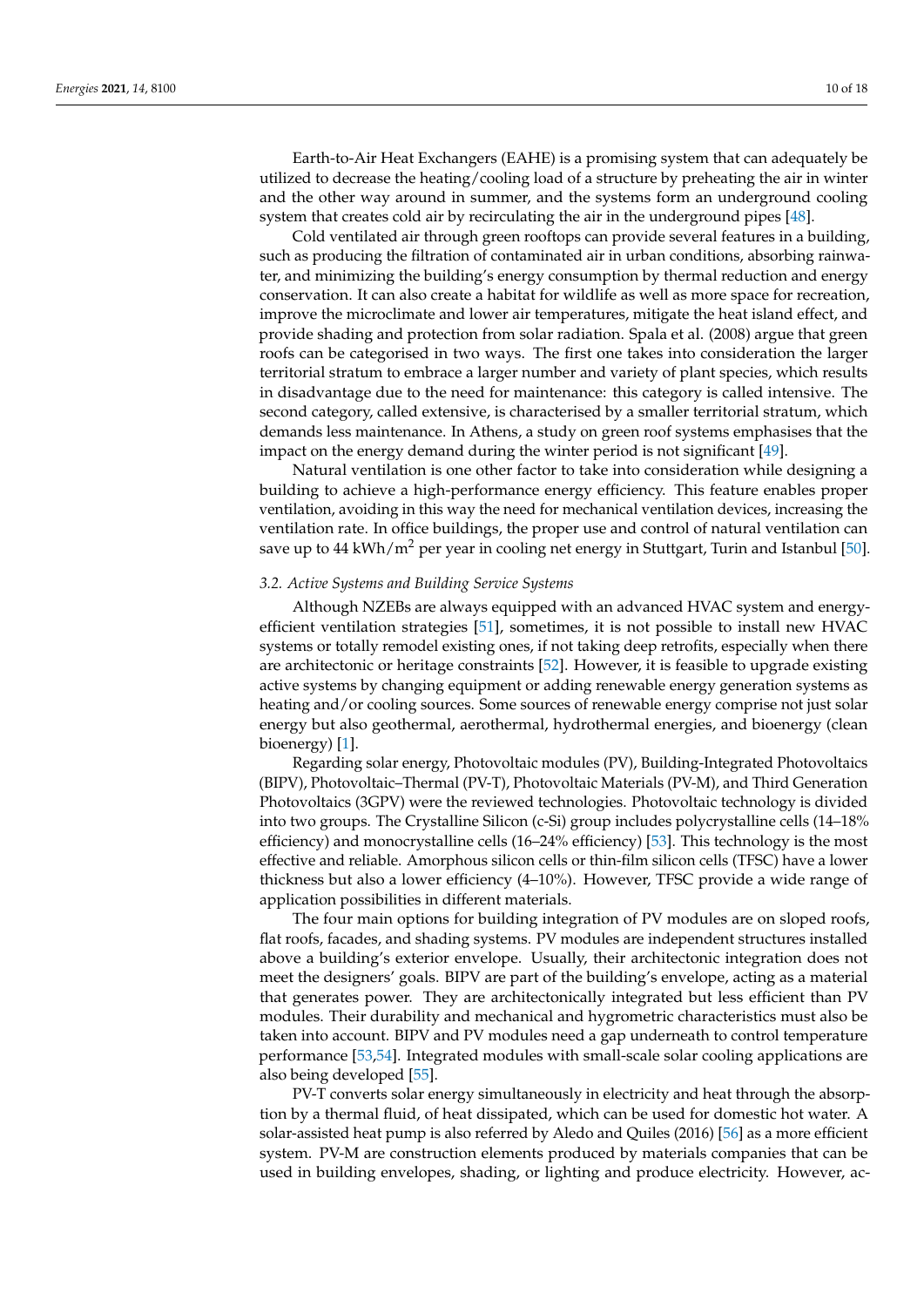Earth-to-Air Heat Exchangers (EAHE) is a promising system that can adequately be utilized to decrease the heating/cooling load of a structure by preheating the air in winter and the other way around in summer, and the systems form an underground cooling system that creates cold air by recirculating the air in the underground pipes [48].

Cold ventilated air through green rooftops can provide several features in a building, such as producing the filtration of contaminated air in urban conditions, absorbing rainwater, and minimizing the building's energy consumption by thermal reduction and energy conservation. It can also create a habitat for wildlife as well as more space for recreation, improve the microclimate and lower air temperatures, mitigate the heat island effect, and provide shading and protection from solar radiation. Spala et al. (2008) argue that green roofs can be categorised in two ways. The first one takes into consideration the larger territorial stratum to embrace a larger number and variety of plant species, which results in disadvantage due to the need for maintenance: this category is called intensive. The second category, called extensive, is characterised by a smaller territorial stratum, which demands less maintenance. In Athens, a study on green roof systems emphasises that the impact on the energy demand during the winter period is not significant [49].

Natural ventilation is one other factor to take into consideration while designing a building to achieve a high-performance energy efficiency. This feature enables proper ventilation, avoiding in this way the need for mechanical ventilation devices, increasing the ventilation rate. In office buildings, the proper use and control of natural ventilation can save up to 44 kWh/m$^2$ per year in cooling net energy in Stuttgart, Turin and Istanbul [50].

### *3.2. Active Systems and Building Service Systems*

Although NZEBs are always equipped with an advanced HVAC system and energy-efficient ventilation strategies [51], sometimes, it is not possible to install new HVAC systems or totally remodel existing ones, if not taking deep retrofits, especially when there are architectonic or heritage constraints [52]. However, it is feasible to upgrade existing active systems by changing equipment or adding renewable energy generation systems as heating and/or cooling sources. Some sources of renewable energy comprise not just solar energy but also geothermal, aerothermal, hydrothermal energies, and bioenergy (clean bioenergy) [1].

Regarding solar energy, Photovoltaic modules (PV), Building-Integrated Photovoltaics (BIPV), Photovoltaic–Thermal (PV-T), Photovoltaic Materials (PV-M), and Third Generation Photovoltaics (3GPV) were the reviewed technologies. Photovoltaic technology is divided into two groups. The Crystalline Silicon (c-Si) group includes polycrystalline cells (14–18% efficiency) and monocrystalline cells (16–24% efficiency) [53]. This technology is the most effective and reliable. Amorphous silicon cells or thin-film silicon cells (TFSC) have a lower thickness but also a lower efficiency (4–10%). However, TFSC provide a wide range of application possibilities in different materials.

The four main options for building integration of PV modules are on sloped roofs, flat roofs, facades, and shading systems. PV modules are independent structures installed above a building's exterior envelope. Usually, their architectonic integration does not meet the designers' goals. BIPV are part of the building's envelope, acting as a material that generates power. They are architectonically integrated but less efficient than PV modules. Their durability and mechanical and hygrometric characteristics must also be taken into account. BIPV and PV modules need a gap underneath to control temperature performance [53,54]. Integrated modules with small-scale solar cooling applications are also being developed [55].

PV-T converts solar energy simultaneously in electricity and heat through the absorption by a thermal fluid, of heat dissipated, which can be used for domestic hot water. A solar-assisted heat pump is also referred by Aledo and Quiles (2016) [56] as a more efficient system. PV-M are construction elements produced by materials companies that can be used in building envelopes, shading, or lighting and produce electricity. However, ac-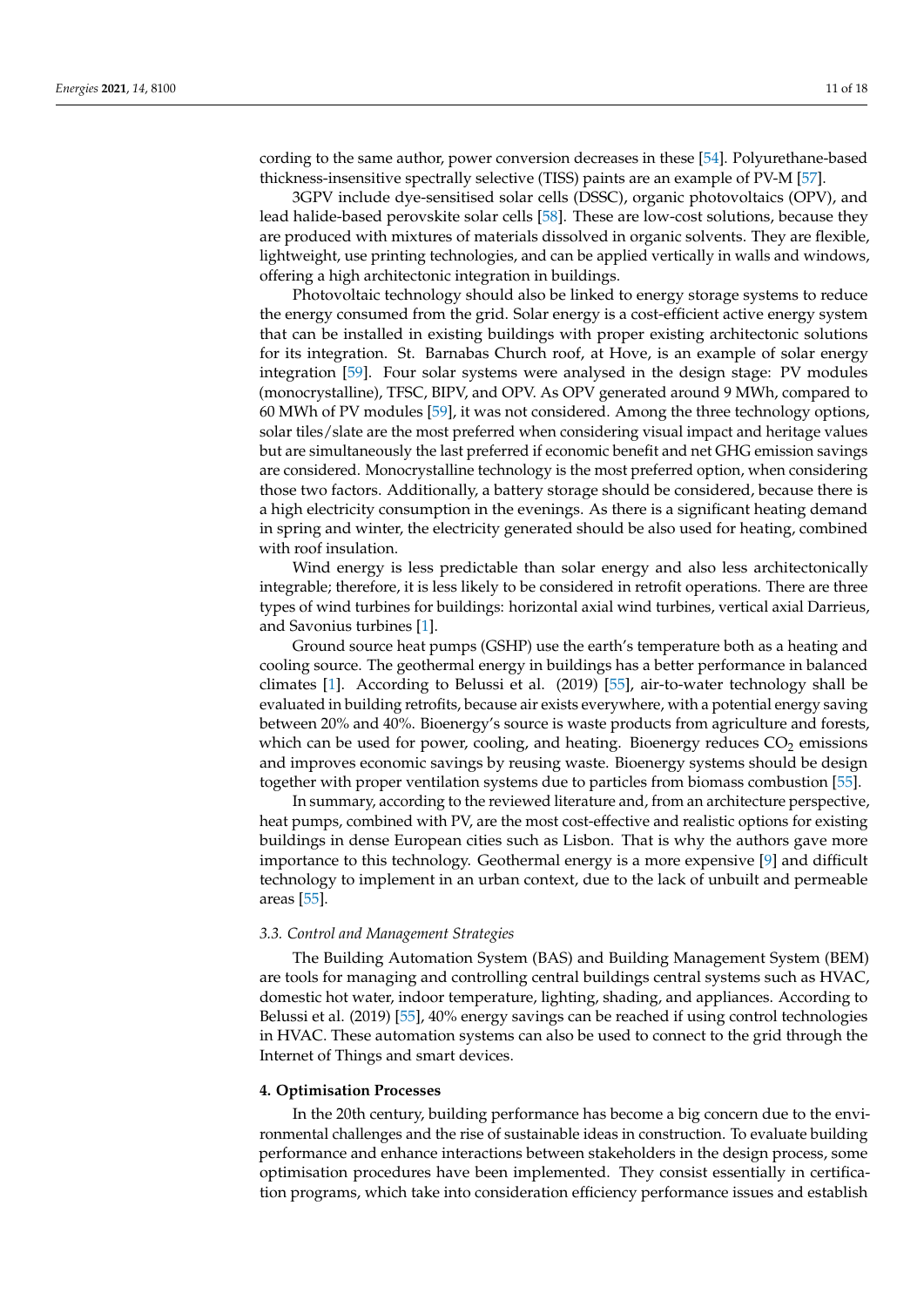cording to the same author, power conversion decreases in these [54]. Polyurethane-based thickness-insensitive spectrally selective (TISS) paints are an example of PV-M [57].

3GPV include dye-sensitised solar cells (DSSC), organic photovoltaics (OPV), and lead halide-based perovskite solar cells [58]. These are low-cost solutions, because they are produced with mixtures of materials dissolved in organic solvents. They are flexible, lightweight, use printing technologies, and can be applied vertically in walls and windows, offering a high architectonic integration in buildings.

Photovoltaic technology should also be linked to energy storage systems to reduce the energy consumed from the grid. Solar energy is a cost-efficient active energy system that can be installed in existing buildings with proper existing architectonic solutions for its integration. St. Barnabas Church roof, at Hove, is an example of solar energy integration [59]. Four solar systems were analysed in the design stage: PV modules (monocrystalline), TFSC, BIPV, and OPV. As OPV generated around 9 MWh, compared to 60 MWh of PV modules [59], it was not considered. Among the three technology options, solar tiles/slate are the most preferred when considering visual impact and heritage values but are simultaneously the last preferred if economic benefit and net GHG emission savings are considered. Monocrystalline technology is the most preferred option, when considering those two factors. Additionally, a battery storage should be considered, because there is a high electricity consumption in the evenings. As there is a significant heating demand in spring and winter, the electricity generated should be also used for heating, combined with roof insulation.

Wind energy is less predictable than solar energy and also less architectonically integrable; therefore, it is less likely to be considered in retrofit operations. There are three types of wind turbines for buildings: horizontal axial wind turbines, vertical axial Darrieus, and Savonius turbines [1].

Ground source heat pumps (GSHP) use the earth's temperature both as a heating and cooling source. The geothermal energy in buildings has a better performance in balanced climates [1]. According to Belussi et al. (2019) [55], air-to-water technology shall be evaluated in building retrofits, because air exists everywhere, with a potential energy saving between 20% and 40%. Bioenergy's source is waste products from agriculture and forests, which can be used for power, cooling, and heating. Bioenergy reduces $CO_2$ emissions and improves economic savings by reusing waste. Bioenergy systems should be design together with proper ventilation systems due to particles from biomass combustion [55].

In summary, according to the reviewed literature and, from an architecture perspective, heat pumps, combined with PV, are the most cost-effective and realistic options for existing buildings in dense European cities such as Lisbon. That is why the authors gave more importance to this technology. Geothermal energy is a more expensive [9] and difficult technology to implement in an urban context, due to the lack of unbuilt and permeable areas [55].

### *3.3. Control and Management Strategies*

The Building Automation System (BAS) and Building Management System (BEM) are tools for managing and controlling central buildings central systems such as HVAC, domestic hot water, indoor temperature, lighting, shading, and appliances. According to Belussi et al. (2019) [55], 40% energy savings can be reached if using control technologies in HVAC. These automation systems can also be used to connect to the grid through the Internet of Things and smart devices.

## **4. Optimisation Processes**

In the 20th century, building performance has become a big concern due to the environmental challenges and the rise of sustainable ideas in construction. To evaluate building performance and enhance interactions between stakeholders in the design process, some optimisation procedures have been implemented. They consist essentially in certification programs, which take into consideration efficiency performance issues and establish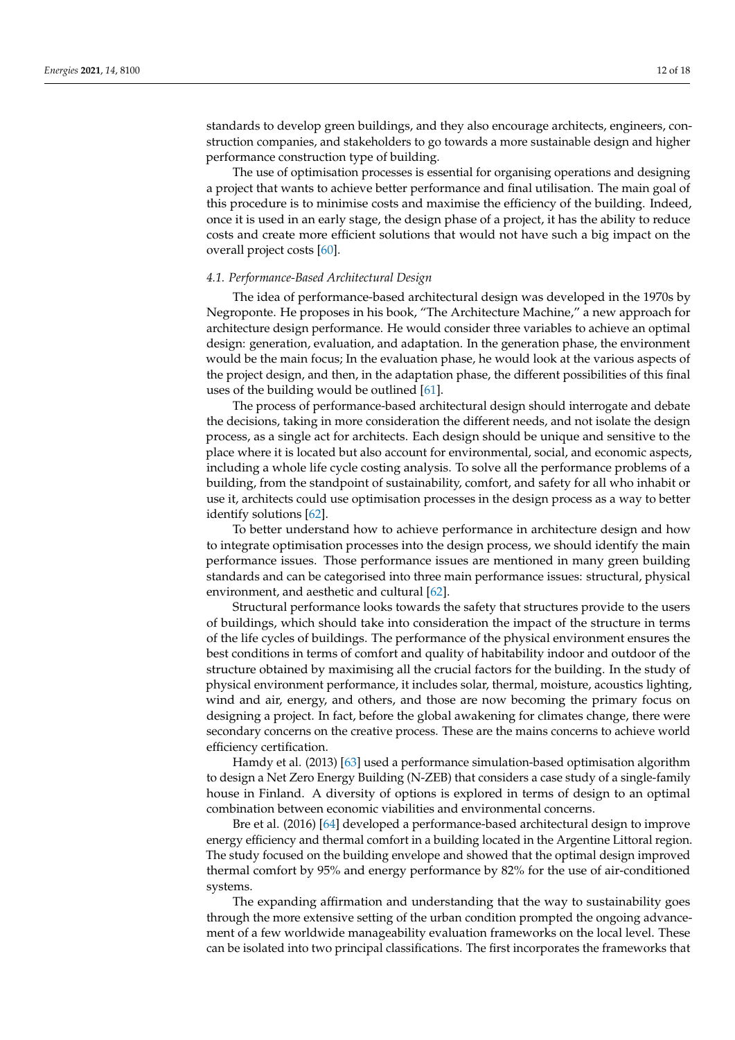standards to develop green buildings, and they also encourage architects, engineers, construction companies, and stakeholders to go towards a more sustainable design and higher performance construction type of building.

The use of optimisation processes is essential for organising operations and designing a project that wants to achieve better performance and final utilisation. The main goal of this procedure is to minimise costs and maximise the efficiency of the building. Indeed, once it is used in an early stage, the design phase of a project, it has the ability to reduce costs and create more efficient solutions that would not have such a big impact on the overall project costs [60].

### *4.1. Performance-Based Architectural Design*

The idea of performance-based architectural design was developed in the 1970s by Negroponte. He proposes in his book, "The Architecture Machine," a new approach for architecture design performance. He would consider three variables to achieve an optimal design: generation, evaluation, and adaptation. In the generation phase, the environment would be the main focus; In the evaluation phase, he would look at the various aspects of the project design, and then, in the adaptation phase, the different possibilities of this final uses of the building would be outlined [61].

The process of performance-based architectural design should interrogate and debate the decisions, taking in more consideration the different needs, and not isolate the design process, as a single act for architects. Each design should be unique and sensitive to the place where it is located but also account for environmental, social, and economic aspects, including a whole life cycle costing analysis. To solve all the performance problems of a building, from the standpoint of sustainability, comfort, and safety for all who inhabit or use it, architects could use optimisation processes in the design process as a way to better identify solutions [62].

To better understand how to achieve performance in architecture design and how to integrate optimisation processes into the design process, we should identify the main performance issues. Those performance issues are mentioned in many green building standards and can be categorised into three main performance issues: structural, physical environment, and aesthetic and cultural [62].

Structural performance looks towards the safety that structures provide to the users of buildings, which should take into consideration the impact of the structure in terms of the life cycles of buildings. The performance of the physical environment ensures the best conditions in terms of comfort and quality of habitability indoor and outdoor of the structure obtained by maximising all the crucial factors for the building. In the study of physical environment performance, it includes solar, thermal, moisture, acoustics lighting, wind and air, energy, and others, and those are now becoming the primary focus on designing a project. In fact, before the global awakening for climates change, there were secondary concerns on the creative process. These are the mains concerns to achieve world efficiency certification.

Hamdy et al. (2013) [63] used a performance simulation-based optimisation algorithm to design a Net Zero Energy Building (N-ZEB) that considers a case study of a single-family house in Finland. A diversity of options is explored in terms of design to an optimal combination between economic viabilities and environmental concerns.

Bre et al. (2016) [64] developed a performance-based architectural design to improve energy efficiency and thermal comfort in a building located in the Argentine Littoral region. The study focused on the building envelope and showed that the optimal design improved thermal comfort by 95% and energy performance by 82% for the use of air-conditioned systems.

The expanding affirmation and understanding that the way to sustainability goes through the more extensive setting of the urban condition prompted the ongoing advancement of a few worldwide manageability evaluation frameworks on the local level. These can be isolated into two principal classifications. The first incorporates the frameworks that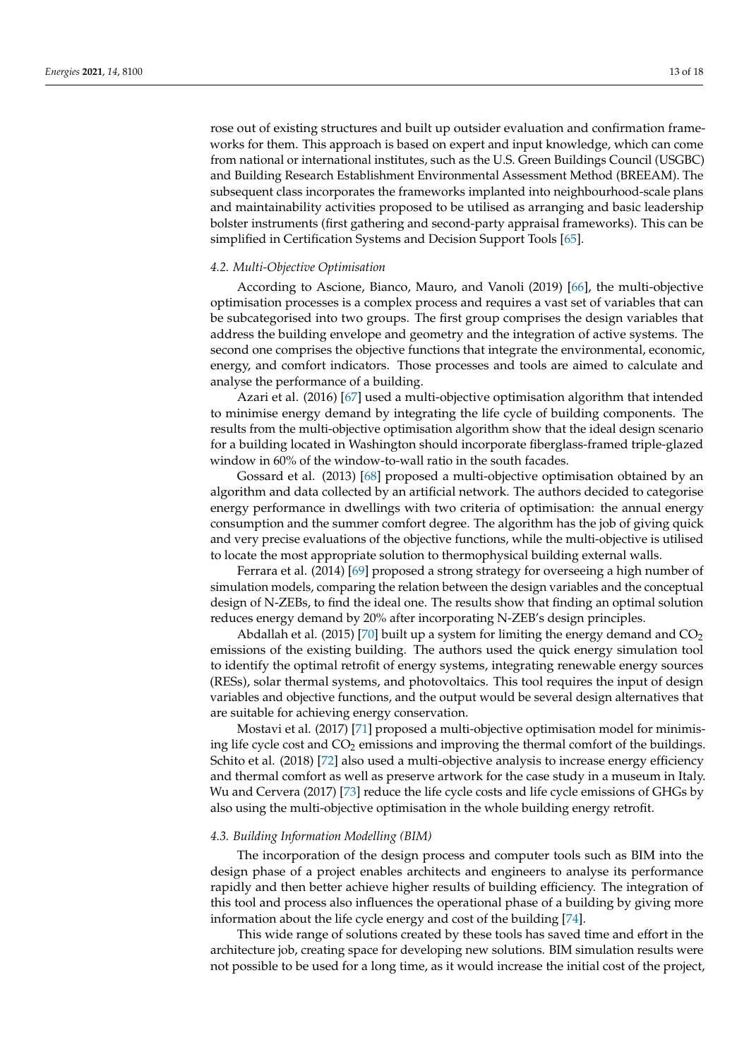rose out of existing structures and built up outsider evaluation and confirmation frameworks for them. This approach is based on expert and input knowledge, which can come from national or international institutes, such as the U.S. Green Buildings Council (USGBC) and Building Research Establishment Environmental Assessment Method (BREEAM). The subsequent class incorporates the frameworks implanted into neighbourhood-scale plans and maintainability activities proposed to be utilised as arranging and basic leadership bolster instruments (first gathering and second-party appraisal frameworks). This can be simplified in Certification Systems and Decision Support Tools [65].

### *4.2. Multi-Objective Optimisation*

According to Ascione, Bianco, Mauro, and Vanoli (2019) [66], the multi-objective optimisation processes is a complex process and requires a vast set of variables that can be subcategorised into two groups. The first group comprises the design variables that address the building envelope and geometry and the integration of active systems. The second one comprises the objective functions that integrate the environmental, economic, energy, and comfort indicators. Those processes and tools are aimed to calculate and analyse the performance of a building.

Azari et al. (2016) [67] used a multi-objective optimisation algorithm that intended to minimise energy demand by integrating the life cycle of building components. The results from the multi-objective optimisation algorithm show that the ideal design scenario for a building located in Washington should incorporate fiberglass-framed triple-glazed window in 60% of the window-to-wall ratio in the south facades.

Gossard et al. (2013) [68] proposed a multi-objective optimisation obtained by an algorithm and data collected by an artificial network. The authors decided to categorise energy performance in dwellings with two criteria of optimisation: the annual energy consumption and the summer comfort degree. The algorithm has the job of giving quick and very precise evaluations of the objective functions, while the multi-objective is utilised to locate the most appropriate solution to thermophysical building external walls.

Ferrara et al. (2014) [69] proposed a strong strategy for overseeing a high number of simulation models, comparing the relation between the design variables and the conceptual design of N-ZEBs, to find the ideal one. The results show that finding an optimal solution reduces energy demand by 20% after incorporating N-ZEB's design principles.

Abdallah et al. (2015) [70] built up a system for limiting the energy demand and $CO_2$ emissions of the existing building. The authors used the quick energy simulation tool to identify the optimal retrofit of energy systems, integrating renewable energy sources (RESs), solar thermal systems, and photovoltaics. This tool requires the input of design variables and objective functions, and the output would be several design alternatives that are suitable for achieving energy conservation.

Mostavi et al. (2017) [71] proposed a multi-objective optimisation model for minimising life cycle cost and $CO_2$ emissions and improving the thermal comfort of the buildings. Schito et al. (2018) [72] also used a multi-objective analysis to increase energy efficiency and thermal comfort as well as preserve artwork for the case study in a museum in Italy. Wu and Cervera (2017) [73] reduce the life cycle costs and life cycle emissions of GHGs by also using the multi-objective optimisation in the whole building energy retrofit.

### *4.3. Building Information Modelling (BIM)*

The incorporation of the design process and computer tools such as BIM into the design phase of a project enables architects and engineers to analyse its performance rapidly and then better achieve higher results of building efficiency. The integration of this tool and process also influences the operational phase of a building by giving more information about the life cycle energy and cost of the building [74].

This wide range of solutions created by these tools has saved time and effort in the architecture job, creating space for developing new solutions. BIM simulation results were not possible to be used for a long time, as it would increase the initial cost of the project,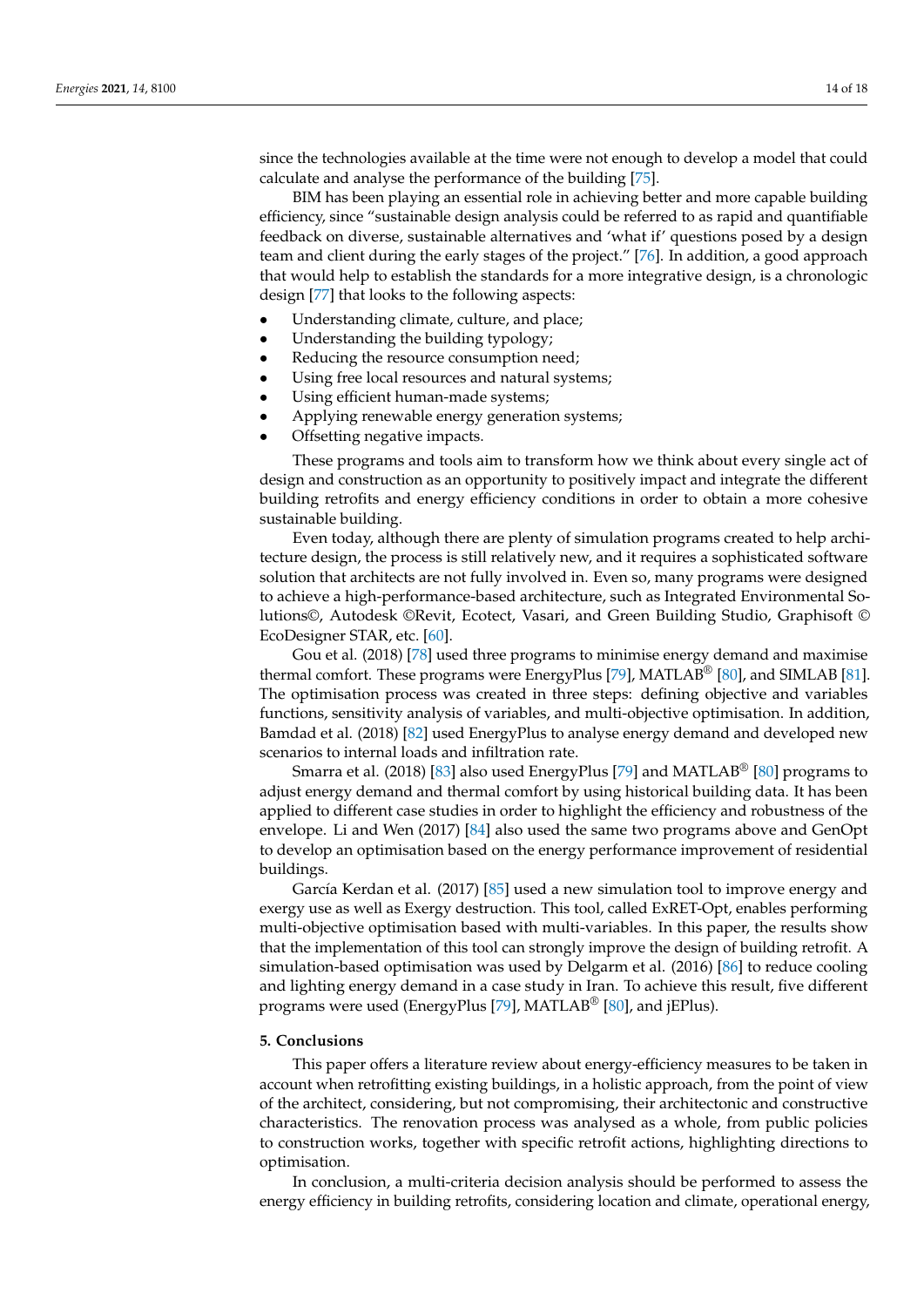since the technologies available at the time were not enough to develop a model that could calculate and analyse the performance of the building [75].

BIM has been playing an essential role in achieving better and more capable building efficiency, since "sustainable design analysis could be referred to as rapid and quantifiable feedback on diverse, sustainable alternatives and 'what if' questions posed by a design team and client during the early stages of the project." [76]. In addition, a good approach that would help to establish the standards for a more integrative design, is a chronologic design [77] that looks to the following aspects:

- Understanding climate, culture, and place;
- Understanding the building typology;
- Reducing the resource consumption need;
- Using free local resources and natural systems;
- Using efficient human-made systems;
- Applying renewable energy generation systems;
- Offsetting negative impacts.

These programs and tools aim to transform how we think about every single act of design and construction as an opportunity to positively impact and integrate the different building retrofits and energy efficiency conditions in order to obtain a more cohesive sustainable building.

Even today, although there are plenty of simulation programs created to help architecture design, the process is still relatively new, and it requires a sophisticated software solution that architects are not fully involved in. Even so, many programs were designed to achieve a high-performance-based architecture, such as Integrated Environmental Solutions©, Autodesk ©Revit, Ecotect, Vasari, and Green Building Studio, Graphisoft © EcoDesigner STAR, etc. [60].

Gou et al. (2018) [78] used three programs to minimise energy demand and maximise thermal comfort. These programs were EnergyPlus [79], MATLAB® [80], and SIMLAB [81]. The optimisation process was created in three steps: defining objective and variables functions, sensitivity analysis of variables, and multi-objective optimisation. In addition, Bamdad et al. (2018) [82] used EnergyPlus to analyse energy demand and developed new scenarios to internal loads and infiltration rate.

Smarra et al. (2018) [83] also used EnergyPlus [79] and MATLAB® [80] programs to adjust energy demand and thermal comfort by using historical building data. It has been applied to different case studies in order to highlight the efficiency and robustness of the envelope. Li and Wen (2017) [84] also used the same two programs above and GenOpt to develop an optimisation based on the energy performance improvement of residential buildings.

García Kerdan et al. (2017) [85] used a new simulation tool to improve energy and exergy use as well as Exergy destruction. This tool, called ExRET-Opt, enables performing multi-objective optimisation based with multi-variables. In this paper, the results show that the implementation of this tool can strongly improve the design of building retrofit. A simulation-based optimisation was used by Delgarm et al. (2016) [86] to reduce cooling and lighting energy demand in a case study in Iran. To achieve this result, five different programs were used (EnergyPlus [79], MATLAB® [80], and jEPlus).

## 5. Conclusions

This paper offers a literature review about energy-efficiency measures to be taken in account when retrofitting existing buildings, in a holistic approach, from the point of view of the architect, considering, but not compromising, their architectonic and constructive characteristics. The renovation process was analysed as a whole, from public policies to construction works, together with specific retrofit actions, highlighting directions to optimisation.

In conclusion, a multi-criteria decision analysis should be performed to assess the energy efficiency in building retrofits, considering location and climate, operational energy,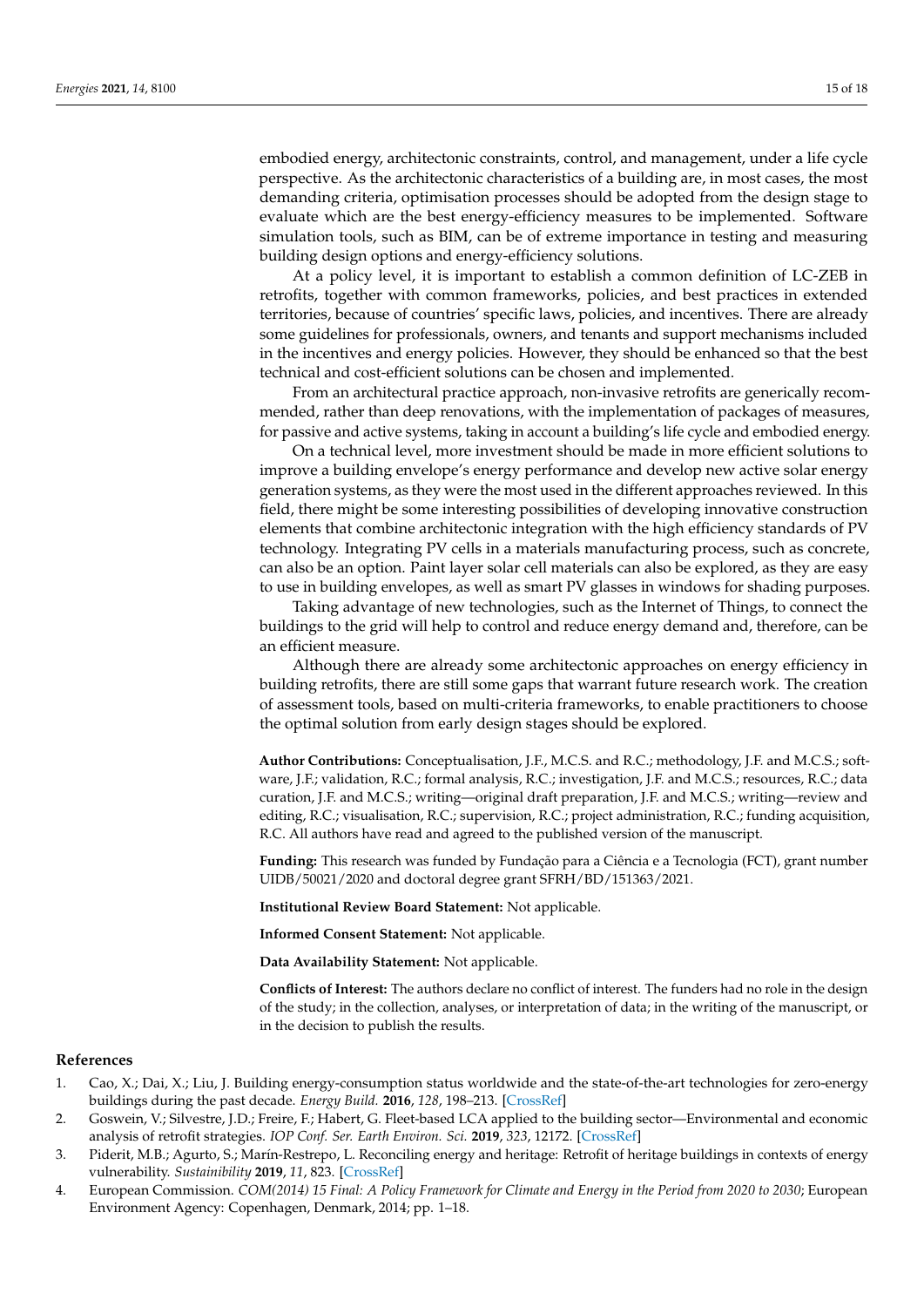embodied energy, architectonic constraints, control, and management, under a life cycle perspective. As the architectonic characteristics of a building are, in most cases, the most demanding criteria, optimisation processes should be adopted from the design stage to evaluate which are the best energy-efficiency measures to be implemented. Software simulation tools, such as BIM, can be of extreme importance in testing and measuring building design options and energy-efficiency solutions.

At a policy level, it is important to establish a common definition of LC-ZEB in retrofits, together with common frameworks, policies, and best practices in extended territories, because of countries' specific laws, policies, and incentives. There are already some guidelines for professionals, owners, and tenants and support mechanisms included in the incentives and energy policies. However, they should be enhanced so that the best technical and cost-efficient solutions can be chosen and implemented.

From an architectural practice approach, non-invasive retrofits are generically recommended, rather than deep renovations, with the implementation of packages of measures, for passive and active systems, taking in account a building's life cycle and embodied energy.

On a technical level, more investment should be made in more efficient solutions to improve a building envelope's energy performance and develop new active solar energy generation systems, as they were the most used in the different approaches reviewed. In this field, there might be some interesting possibilities of developing innovative construction elements that combine architectonic integration with the high efficiency standards of PV technology. Integrating PV cells in a materials manufacturing process, such as concrete, can also be an option. Paint layer solar cell materials can also be explored, as they are easy to use in building envelopes, as well as smart PV glasses in windows for shading purposes.

Taking advantage of new technologies, such as the Internet of Things, to connect the buildings to the grid will help to control and reduce energy demand and, therefore, can be an efficient measure.

Although there are already some architectonic approaches on energy efficiency in building retrofits, there are still some gaps that warrant future research work. The creation of assessment tools, based on multi-criteria frameworks, to enable practitioners to choose the optimal solution from early design stages should be explored.

**Author Contributions:** Conceptualisation, J.F., M.C.S. and R.C.; methodology, J.F. and M.C.S.; software, J.F.; validation, R.C.; formal analysis, R.C.; investigation, J.F. and M.C.S.; resources, R.C.; data curation, J.F. and M.C.S.; writing—original draft preparation, J.F. and M.C.S.; writing—review and editing, R.C.; visualisation, R.C.; supervision, R.C.; project administration, R.C.; funding acquisition, R.C. All authors have read and agreed to the published version of the manuscript.

**Funding:** This research was funded by Fundação para a Ciência e a Tecnologia (FCT), grant number UIDB/50021/2020 and doctoral degree grant SFRH/BD/151363/2021.

**Institutional Review Board Statement:** Not applicable.

**Informed Consent Statement:** Not applicable.

**Data Availability Statement:** Not applicable.

**Conflicts of Interest:** The authors declare no conflict of interest. The funders had no role in the design of the study; in the collection, analyses, or interpretation of data; in the writing of the manuscript, or in the decision to publish the results.

## References

1. Cao, X.; Dai, X.; Liu, J. Building energy-consumption status worldwide and the state-of-the-art technologies for zero-energy buildings during the past decade. *Energy Build.* **2016**, *128*, 198–213. [CrossRef]
2. Goswein, V.; Silvestre, J.D.; Freire, F.; Habert, G. Fleet-based LCA applied to the building sector—Environmental and economic analysis of retrofit strategies. *IOP Conf. Ser. Earth Environ. Sci.* **2019**, *323*, 12172. [CrossRef]
3. Piderit, M.B.; Agurto, S.; Marín-Restrepo, L. Reconciling energy and heritage: Retrofit of heritage buildings in contexts of energy vulnerability. *Sustainability* **2019**, *11*, 823. [CrossRef]
4. European Commission. *COM(2014) 15 Final: A Policy Framework for Climate and Energy in the Period from 2020 to 2030*; European Environment Agency: Copenhagen, Denmark, 2014; pp. 1–18.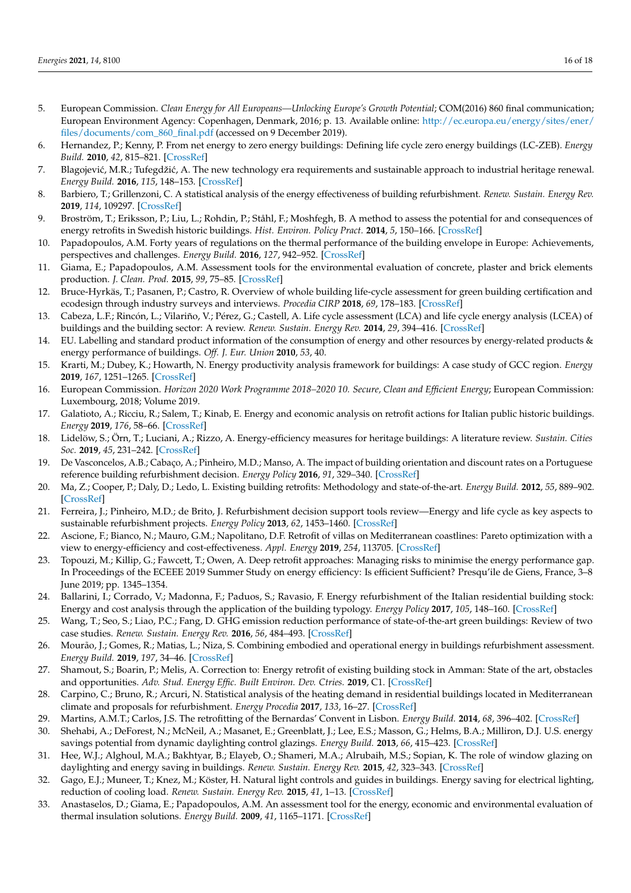5. European Commission. *Clean Energy for All Europeans—Unlocking Europe's Growth Potential*; COM(2016) 860 final communication; European Environment Agency: Copenhagen, Denmark, 2016; p. 13. Available online: http://ec.europa.eu/energy/sites/ener/files/documents/com_860_final.pdf (accessed on 9 December 2019).
6. Hernandez, P.; Kenny, P. From net energy to zero energy buildings: Defining life cycle zero energy buildings (LC-ZEB). *Energy Build.* **2010**, *42*, 815–821. [CrossRef]
7. Blagojević, M.R.; Tufegdžić, A. The new technology era requirements and sustainable approach to industrial heritage renewal. *Energy Build.* **2016**, *115*, 148–153. [CrossRef]
8. Barbiero, T.; Grillenzoni, C. A statistical analysis of the energy effectiveness of building refurbishment. *Renew. Sustain. Energy Rev.* **2019**, *114*, 109297. [CrossRef]
9. Broström, T.; Eriksson, P.; Liu, L.; Rohdin, P.; Ståhl, F.; Moshfegh, B. A method to assess the potential for and consequences of energy retrofits in Swedish historic buildings. *Hist. Environ. Policy Pract.* **2014**, *5*, 150–166. [CrossRef]
10. Papadopoulos, A.M. Forty years of regulations on the thermal performance of the building envelope in Europe: Achievements, perspectives and challenges. *Energy Build.* **2016**, *127*, 942–952. [CrossRef]
11. Giama, E.; Papadopoulos, A.M. Assessment tools for the environmental evaluation of concrete, plaster and brick elements production. *J. Clean. Prod.* **2015**, *99*, 75–85. [CrossRef]
12. Bruce-Hyrkäs, T.; Pasanen, P.; Castro, R. Overview of whole building life-cycle assessment for green building certification and ecodesign through industry surveys and interviews. *Procedia CIRP* **2018**, *69*, 178–183. [CrossRef]
13. Cabeza, L.F.; Rincón, L.; Vilariño, V.; Pérez, G.; Castell, A. Life cycle assessment (LCA) and life cycle energy analysis (LCEA) of buildings and the building sector: A review. *Renew. Sustain. Energy Rev.* **2014**, *29*, 394–416. [CrossRef]
14. EU. Labelling and standard product information of the consumption of energy and other resources by energy-related products & energy performance of buildings. *Off. J. Eur. Union* **2010**, *53*, 40.
15. Krarti, M.; Dubey, K.; Howarth, N. Energy productivity analysis framework for buildings: A case study of GCC region. *Energy* **2019**, *167*, 1251–1265. [CrossRef]
16. European Commission. *Horizon 2020 Work Programme 2018–2020 10. Secure, Clean and Efficient Energy*; European Commission: Luxembourg, 2018; Volume 2019.
17. Galatioto, A.; Ricciu, R.; Salem, T.; Kinab, E. Energy and economic analysis on retrofit actions for Italian public historic buildings. *Energy* **2019**, *176*, 58–66. [CrossRef]
18. Lidelöw, S.; Örn, T.; Luciani, A.; Rizzo, A. Energy-efficiency measures for heritage buildings: A literature review. *Sustain. Cities Soc.* **2019**, *45*, 231–242. [CrossRef]
19. De Vasconcelos, A.B.; Cabaço, A.; Pinheiro, M.D.; Manso, A. The impact of building orientation and discount rates on a Portuguese reference building refurbishment decision. *Energy Policy* **2016**, *91*, 329–340. [CrossRef]
20. Ma, Z.; Cooper, P.; Daly, D.; Ledo, L. Existing building retrofits: Methodology and state-of-the-art. *Energy Build.* **2012**, *55*, 889–902. [CrossRef]
21. Ferreira, J.; Pinheiro, M.D.; de Brito, J. Refurbishment decision support tools review—Energy and life cycle as key aspects to sustainable refurbishment projects. *Energy Policy* **2013**, *62*, 1453–1460. [CrossRef]
22. Ascione, F.; Bianco, N.; Mauro, G.M.; Napolitano, D.F. Retrofit of villas on Mediterranean coastlines: Pareto optimization with a view to energy-efficiency and cost-effectiveness. *Appl. Energy* **2019**, *254*, 113705. [CrossRef]
23. Topouzi, M.; Killip, G.; Fawcett, T.; Owen, A. Deep retrofit approaches: Managing risks to minimise the energy performance gap. In Proceedings of the ECEEE 2019 Summer Study on energy efficiency: Is efficient Sufficient? Presqu'ile de Giens, France, 3–8 June 2019; pp. 1345–1354.
24. Ballarini, I.; Corrado, V.; Madonna, F.; Paduos, S.; Ravasio, F. Energy refurbishment of the Italian residential building stock: Energy and cost analysis through the application of the building typology. *Energy Policy* **2017**, *105*, 148–160. [CrossRef]
25. Wang, T.; Seo, S.; Liao, P.C.; Fang, D. GHG emission reduction performance of state-of-the-art green buildings: Review of two case studies. *Renew. Sustain. Energy Rev.* **2016**, *56*, 484–493. [CrossRef]
26. Mourão, J.; Gomes, R.; Matias, L.; Niza, S. Combining embodied and operational energy in buildings refurbishment assessment. *Energy Build.* **2019**, *197*, 34–46. [CrossRef]
27. Shamout, S.; Boarin, P.; Melis, A. Correction to: Energy retrofit of existing building stock in Amman: State of the art, obstacles and opportunities. *Adv. Stud. Energy Effic. Built Environ. Dev. Ctries.* **2019**, C1. [CrossRef]
28. Carpino, C.; Bruno, R.; Arcuri, N. Statistical analysis of the heating demand in residential buildings located in Mediterranean climate and proposals for refurbishment. *Energy Procedia* **2017**, *133*, 16–27. [CrossRef]
29. Martins, A.M.T.; Carlos, J.S. The retrofitting of the Bernardas' Convent in Lisbon. *Energy Build.* **2014**, *68*, 396–402. [CrossRef]
30. Shehabi, A.; DeForest, N.; McNeil, A.; Masanet, E.; Greenblatt, J.; Lee, E.S.; Masson, G.; Helms, B.A.; Milliron, D.J. U.S. energy savings potential from dynamic daylighting control glazings. *Energy Build.* **2013**, *66*, 415–423. [CrossRef]
31. Hee, W.J.; Alghoul, M.A.; Bakhtyar, B.; Elayeb, O.; Shameri, M.A.; Alrubaih, M.S.; Sopian, K. The role of window glazing on daylighting and energy saving in buildings. *Renew. Sustain. Energy Rev.* **2015**, *42*, 323–343. [CrossRef]
32. Gago, E.J.; Muneer, T.; Knez, M.; Köster, H. Natural light controls and guides in buildings. Energy saving for electrical lighting, reduction of cooling load. *Renew. Sustain. Energy Rev.* **2015**, *41*, 1–13. [CrossRef]
33. Anastaselos, D.; Giama, E.; Papadopoulos, A.M. An assessment tool for the energy, economic and environmental evaluation of thermal insulation solutions. *Energy Build.* **2009**, *41*, 1165–1171. [CrossRef]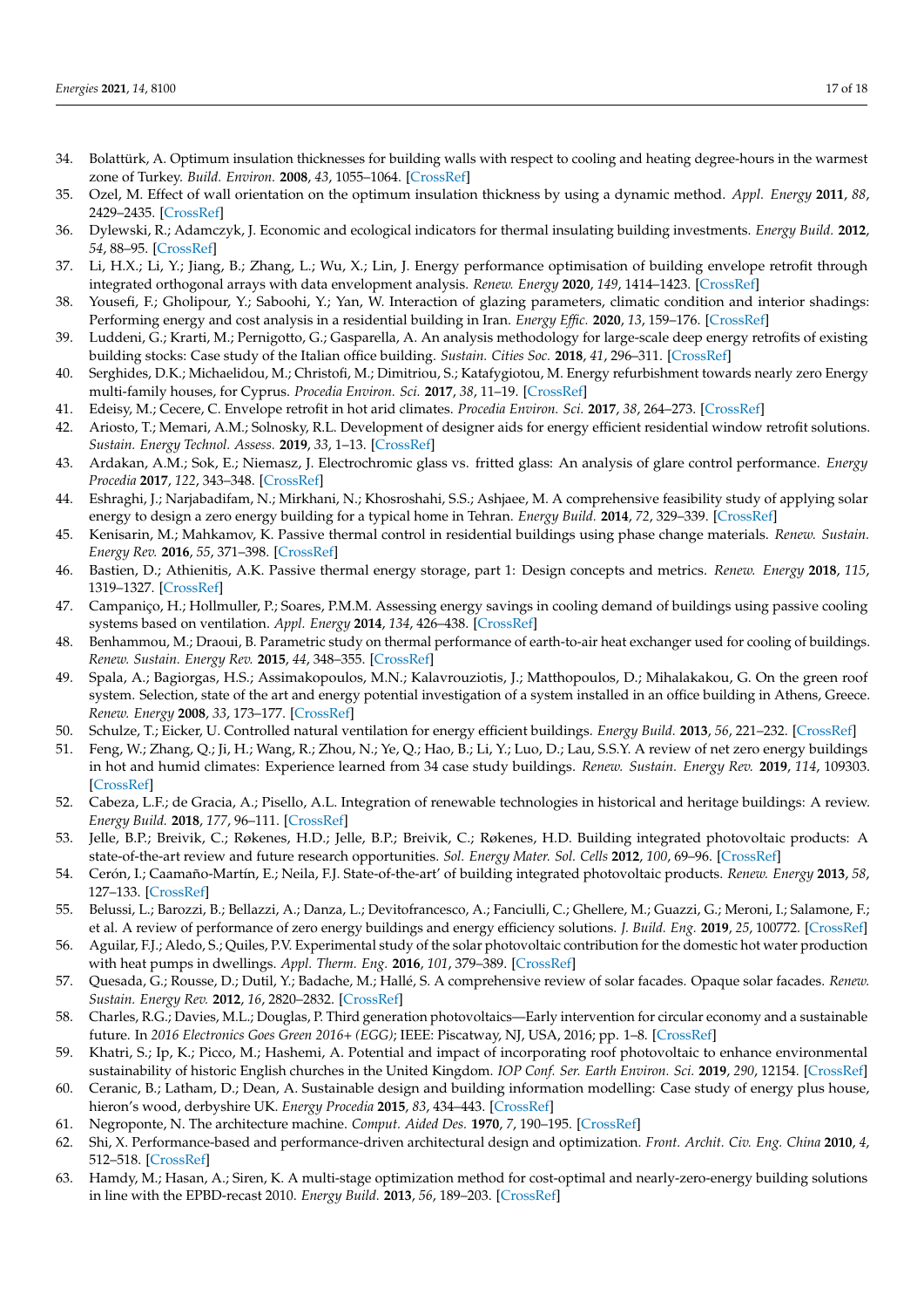34. Bolattürk, A. Optimum insulation thicknesses for building walls with respect to cooling and heating degree-hours in the warmest zone of Turkey. *Build. Environ.* **2008**, *43*, 1055–1064. [CrossRef]
35. Ozel, M. Effect of wall orientation on the optimum insulation thickness by using a dynamic method. *Appl. Energy* **2011**, *88*, 2429–2435. [CrossRef]
36. Dylewski, R.; Adamczyk, J. Economic and ecological indicators for thermal insulating building investments. *Energy Build.* **2012**, *54*, 88–95. [CrossRef]
37. Li, H.X.; Li, Y.; Jiang, B.; Zhang, L.; Wu, X.; Lin, J. Energy performance optimisation of building envelope retrofit through integrated orthogonal arrays with data envelopment analysis. *Renew. Energy* **2020**, *149*, 1414–1423. [CrossRef]
38. Yousefi, F.; Gholipour, Y.; Saboohi, Y.; Yan, W. Interaction of glazing parameters, climatic condition and interior shadings: Performing energy and cost analysis in a residential building in Iran. *Energy Effic.* **2020**, *13*, 159–176. [CrossRef]
39. Luddeni, G.; Krarti, M.; Pernigotto, G.; Gasparella, A. An analysis methodology for large-scale deep energy retrofits of existing building stocks: Case study of the Italian office building. *Sustain. Cities Soc.* **2018**, *41*, 296–311. [CrossRef]
40. Serghides, D.K.; Michaelidou, M.; Christofi, M.; Dimitriou, S.; Katafygiotou, M. Energy refurbishment towards nearly zero Energy multi-family houses, for Cyprus. *Procedia Environ. Sci.* **2017**, *38*, 11–19. [CrossRef]
41. Edeisy, M.; Cecere, C. Envelope retrofit in hot arid climates. *Procedia Environ. Sci.* **2017**, *38*, 264–273. [CrossRef]
42. Ariosto, T.; Memari, A.M.; Solnosky, R.L. Development of designer aids for energy efficient residential window retrofit solutions. *Sustain. Energy Technol. Assess.* **2019**, *33*, 1–13. [CrossRef]
43. Ardakan, A.M.; Sok, E.; Niemasz, J. Electrochromic glass vs. fritted glass: An analysis of glare control performance. *Energy Procedia* **2017**, *122*, 343–348. [CrossRef]
44. Eshraghi, J.; Narjabadifam, N.; Mirkhani, N.; Khosroshahi, S.S.; Ashjaee, M. A comprehensive feasibility study of applying solar energy to design a zero energy building for a typical home in Tehran. *Energy Build.* **2014**, *72*, 329–339. [CrossRef]
45. Kenisarin, M.; Mahkamov, K. Passive thermal control in residential buildings using phase change materials. *Renew. Sustain. Energy Rev.* **2016**, *55*, 371–398. [CrossRef]
46. Bastien, D.; Athienitis, A.K. Passive thermal energy storage, part 1: Design concepts and metrics. *Renew. Energy* **2018**, *115*, 1319–1327. [CrossRef]
47. Campaniço, H.; Hollmuller, P.; Soares, P.M.M. Assessing energy savings in cooling demand of buildings using passive cooling systems based on ventilation. *Appl. Energy* **2014**, *134*, 426–438. [CrossRef]
48. Benhammou, M.; Draoui, B. Parametric study on thermal performance of earth-to-air heat exchanger used for cooling of buildings. *Renew. Sustain. Energy Rev.* **2015**, *44*, 348–355. [CrossRef]
49. Spala, A.; Bagiorgas, H.S.; Assimakopoulos, M.N.; Kalavrouziotis, J.; Matthopoulos, D.; Mihalakakou, G. On the green roof system. Selection, state of the art and energy potential investigation of a system installed in an office building in Athens, Greece. *Renew. Energy* **2008**, *33*, 173–177. [CrossRef]
50. Schulze, T.; Eicker, U. Controlled natural ventilation for energy efficient buildings. *Energy Build.* **2013**, *56*, 221–232. [CrossRef]
51. Feng, W.; Zhang, Q.; Ji, H.; Wang, R.; Zhou, N.; Ye, Q.; Hao, B.; Li, Y.; Luo, D.; Lau, S.S.Y. A review of net zero energy buildings in hot and humid climates: Experience learned from 34 case study buildings. *Renew. Sustain. Energy Rev.* **2019**, *114*, 109303. [CrossRef]
52. Cabeza, L.F.; de Gracia, A.; Pisello, A.L. Integration of renewable technologies in historical and heritage buildings: A review. *Energy Build.* **2018**, *177*, 96–111. [CrossRef]
53. Jelle, B.P.; Breivik, C.; Røkenes, H.D.; Jelle, B.P.; Breivik, C.; Røkenes, H.D. Building integrated photovoltaic products: A state-of-the-art review and future research opportunities. *Sol. Energy Mater. Sol. Cells* **2012**, *100*, 69–96. [CrossRef]
54. Cerón, I.; Caamaño-Martín, E.; Neila, F.J. State-of-the-art' of building integrated photovoltaic products. *Renew. Energy* **2013**, *58*, 127–133. [CrossRef]
55. Belussi, L.; Barozzi, B.; Bellazzi, A.; Danza, L.; Devitofrancesco, A.; Fanciulli, C.; Ghellere, M.; Guazzi, G.; Meroni, I.; Salamone, F.; et al. A review of performance of zero energy buildings and energy efficiency solutions. *J. Build. Eng.* **2019**, *25*, 100772. [CrossRef]
56. Aguilar, F.J.; Aledo, S.; Quiles, P.V. Experimental study of the solar photovoltaic contribution for the domestic hot water production with heat pumps in dwellings. *Appl. Therm. Eng.* **2016**, *101*, 379–389. [CrossRef]
57. Quesada, G.; Rousse, D.; Dutil, Y.; Badache, M.; Hallé, S. A comprehensive review of solar facades. Opaque solar facades. *Renew. Sustain. Energy Rev.* **2012**, *16*, 2820–2832. [CrossRef]
58. Charles, R.G.; Davies, M.L.; Douglas, P. Third generation photovoltaics—Early intervention for circular economy and a sustainable future. In *2016 Electronics Goes Green 2016+ (EGG)*; IEEE: Piscatway, NJ, USA, 2016; pp. 1–8. [CrossRef]
59. Khatri, S.; Ip, K.; Picco, M.; Hashemi, A. Potential and impact of incorporating roof photovoltaic to enhance environmental sustainability of historic English churches in the United Kingdom. *IOP Conf. Ser. Earth Environ. Sci.* **2019**, *290*, 12154. [CrossRef]
60. Ceranic, B.; Latham, D.; Dean, A. Sustainable design and building information modelling: Case study of energy plus house, hieron's wood, derbyshire UK. *Energy Procedia* **2015**, *83*, 434–443. [CrossRef]
61. Negroponte, N. The architecture machine. *Comput. Aided Des.* **1970**, *7*, 190–195. [CrossRef]
62. Shi, X. Performance-based and performance-driven architectural design and optimization. *Front. Archit. Civ. Eng. China* **2010**, *4*, 512–518. [CrossRef]
63. Hamdy, M.; Hasan, A.; Siren, K. A multi-stage optimization method for cost-optimal and nearly-zero-energy building solutions in line with the EPBD-recast 2010. *Energy Build.* **2013**, *56*, 189–203. [CrossRef]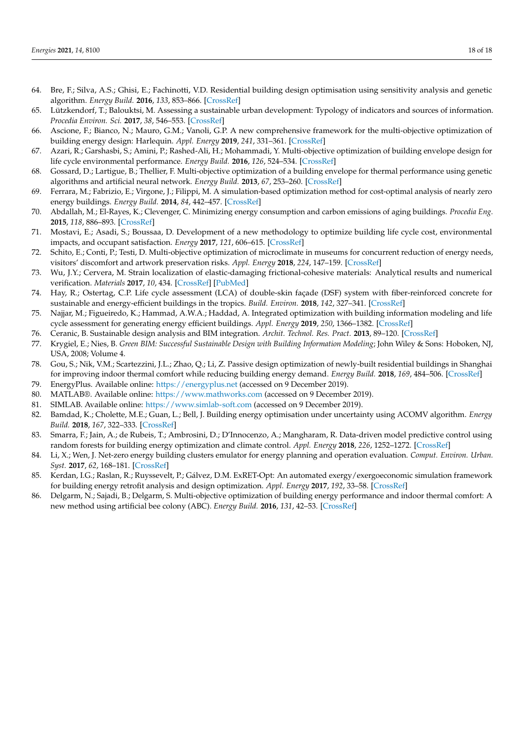64. Bre, F.; Silva, A.S.; Ghisi, E.; Fachinotti, V.D. Residential building design optimisation using sensitivity analysis and genetic algorithm. *Energy Build.* **2016**, *133*, 853–866. [CrossRef]
65. Lützkendorf, T.; Balouktsi, M. Assessing a sustainable urban development: Typology of indicators and sources of information. *Procedia Environ. Sci.* **2017**, *38*, 546–553. [CrossRef]
66. Ascione, F.; Bianco, N.; Mauro, G.M.; Vanoli, G.P. A new comprehensive framework for the multi-objective optimization of building energy design: Harlequin. *Appl. Energy* **2019**, *241*, 331–361. [CrossRef]
67. Azari, R.; Garshasbi, S.; Amini, P.; Rashed-Ali, H.; Mohammadi, Y. Multi-objective optimization of building envelope design for life cycle environmental performance. *Energy Build.* **2016**, *126*, 524–534. [CrossRef]
68. Gossard, D.; Lartigue, B.; Thellier, F. Multi-objective optimization of a building envelope for thermal performance using genetic algorithms and artificial neural network. *Energy Build.* **2013**, *67*, 253–260. [CrossRef]
69. Ferrara, M.; Fabrizio, E.; Virgone, J.; Filippi, M. A simulation-based optimization method for cost-optimal analysis of nearly zero energy buildings. *Energy Build.* **2014**, *84*, 442–457. [CrossRef]
70. Abdallah, M.; El-Rayes, K.; Clevenger, C. Minimizing energy consumption and carbon emissions of aging buildings. *Procedia Eng.* **2015**, *118*, 886–893. [CrossRef]
71. Mostavi, E.; Asadi, S.; Boussaa, D. Development of a new methodology to optimize building life cycle cost, environmental impacts, and occupant satisfaction. *Energy* **2017**, *121*, 606–615. [CrossRef]
72. Schito, E.; Conti, P.; Testi, D. Multi-objective optimization of microclimate in museums for concurrent reduction of energy needs, visitors' discomfort and artwork preservation risks. *Appl. Energy* **2018**, *224*, 147–159. [CrossRef]
73. Wu, J.Y.; Cervera, M. Strain localization of elastic-damaging frictional-cohesive materials: Analytical results and numerical verification. *Materials* **2017**, *10*, 434. [CrossRef] [PubMed]
74. Hay, R.; Ostertag, C.P. Life cycle assessment (LCA) of double-skin façade (DSF) system with fiber-reinforced concrete for sustainable and energy-efficient buildings in the tropics. *Build. Environ.* **2018**, *142*, 327–341. [CrossRef]
75. Najjar, M.; Figueiredo, K.; Hammad, A.W.A.; Haddad, A. Integrated optimization with building information modeling and life cycle assessment for generating energy efficient buildings. *Appl. Energy* **2019**, *250*, 1366–1382. [CrossRef]
76. Ceranic, B. Sustainable design analysis and BIM integration. *Archit. Technol. Res. Pract.* **2013**, 89–120. [CrossRef]
77. Krygiel, E.; Nies, B. *Green BIM: Successful Sustainable Design with Building Information Modeling*; John Wiley & Sons: Hoboken, NJ, USA, 2008; Volume 4.
78. Gou, S.; Nik, V.M.; Scartezzini, J.L.; Zhao, Q.; Li, Z. Passive design optimization of newly-built residential buildings in Shanghai for improving indoor thermal comfort while reducing building energy demand. *Energy Build.* **2018**, *169*, 484–506. [CrossRef]
79. EnergyPlus. Available online: https://energyplus.net (accessed on 9 December 2019).
80. MATLAB®. Available online: https://www.mathworks.com (accessed on 9 December 2019).
81. SIMLAB. Available online: https://www.simlab-soft.com (accessed on 9 December 2019).
82. Bamdad, K.; Cholette, M.E.; Guan, L.; Bell, J. Building energy optimisation under uncertainty using ACOMV algorithm. *Energy Build.* **2018**, *167*, 322–333. [CrossRef]
83. Smarra, F.; Jain, A.; de Rubeis, T.; Ambrosini, D.; D'Innocenzo, A.; Mangharam, R. Data-driven model predictive control using random forests for building energy optimization and climate control. *Appl. Energy* **2018**, *226*, 1252–1272. [CrossRef]
84. Li, X.; Wen, J. Net-zero energy building clusters emulator for energy planning and operation evaluation. *Comput. Environ. Urban. Syst.* **2017**, *62*, 168–181. [CrossRef]
85. Kerdan, I.G.; Raslan, R.; Ruyssevelt, P.; Gálvez, D.M. ExRET-Opt: An automated exergy/exergoeconomic simulation framework for building energy retrofit analysis and design optimization. *Appl. Energy* **2017**, *192*, 33–58. [CrossRef]
86. Delgarm, N.; Sajadi, B.; Delgarm, S. Multi-objective optimization of building energy performance and indoor thermal comfort: A new method using artificial bee colony (ABC). *Energy Build.* **2016**, *131*, 42–53. [CrossRef]